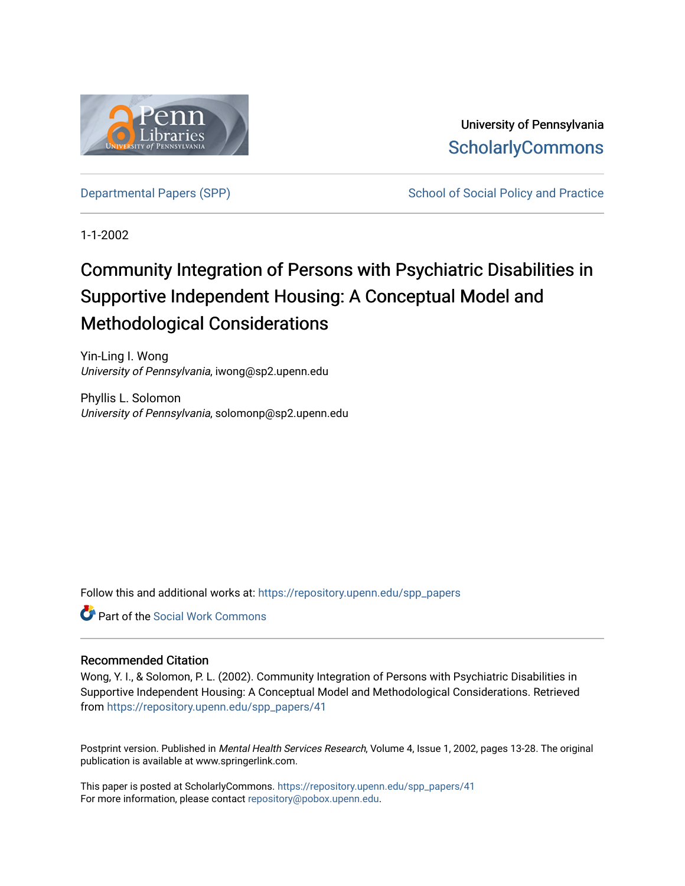University of Pennsylvania
ScholarlyCommons

Departmental Papers (SPP) | School of Social Policy and Practice

1-1-2002

# Community Integration of Persons with Psychiatric Disabilities in Supportive Independent Housing: A Conceptual Model and Methodological Considerations

Yin-Ling I. Wong
*University of Pennsylvania*, iwong@sp2.upenn.edu

Phyllis L. Solomon
*University of Pennsylvania*, solomonp@sp2.upenn.edu

Follow this and additional works at: https://repository.upenn.edu/spp_papers

Part of the Social Work Commons

## Recommended Citation

Wong, Y. I., & Solomon, P. L. (2002). Community Integration of Persons with Psychiatric Disabilities in Supportive Independent Housing: A Conceptual Model and Methodological Considerations. Retrieved from https://repository.upenn.edu/spp_papers/41

Postprint version. Published in *Mental Health Services Research*, Volume 4, Issue 1, 2002, pages 13-28. The original publication is available at www.springerlink.com.

This paper is posted at ScholarlyCommons. https://repository.upenn.edu/spp_papers/41
For more information, please contact repository@pobox.upenn.edu.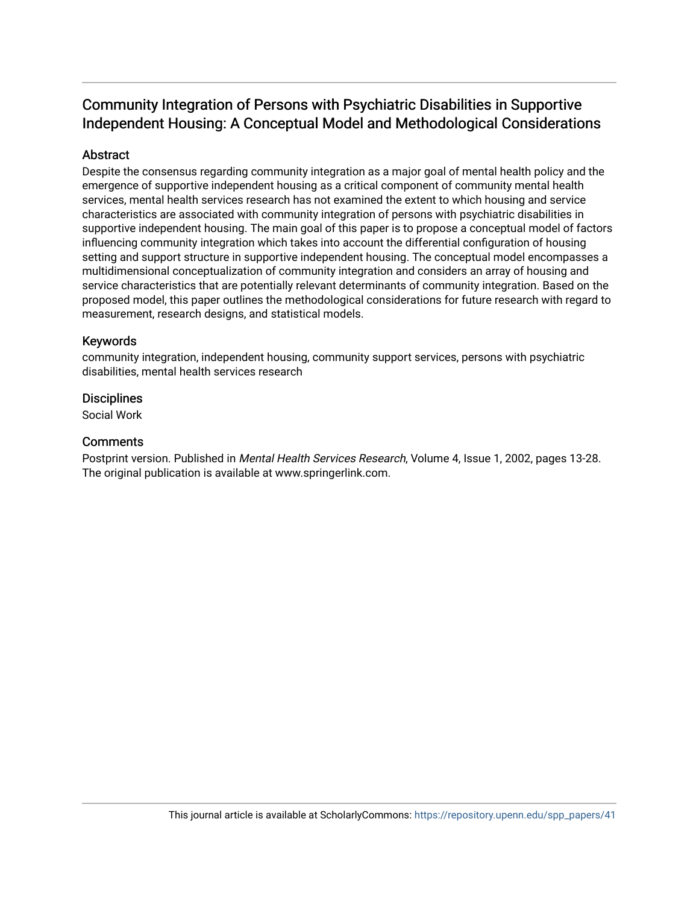# Community Integration of Persons with Psychiatric Disabilities in Supportive Independent Housing: A Conceptual Model and Methodological Considerations

## Abstract

Despite the consensus regarding community integration as a major goal of mental health policy and the emergence of supportive independent housing as a critical component of community mental health services, mental health services research has not examined the extent to which housing and service characteristics are associated with community integration of persons with psychiatric disabilities in supportive independent housing. The main goal of this paper is to propose a conceptual model of factors influencing community integration which takes into account the differential configuration of housing setting and support structure in supportive independent housing. The conceptual model encompasses a multidimensional conceptualization of community integration and considers an array of housing and service characteristics that are potentially relevant determinants of community integration. Based on the proposed model, this paper outlines the methodological considerations for future research with regard to measurement, research designs, and statistical models.

## Keywords

community integration, independent housing, community support services, persons with psychiatric disabilities, mental health services research

## Disciplines

Social Work

## Comments

Postprint version. Published in *Mental Health Services Research*, Volume 4, Issue 1, 2002, pages 13-28. The original publication is available at www.springerlink.com.

This journal article is available at ScholarlyCommons: https://repository.upenn.edu/spp_papers/41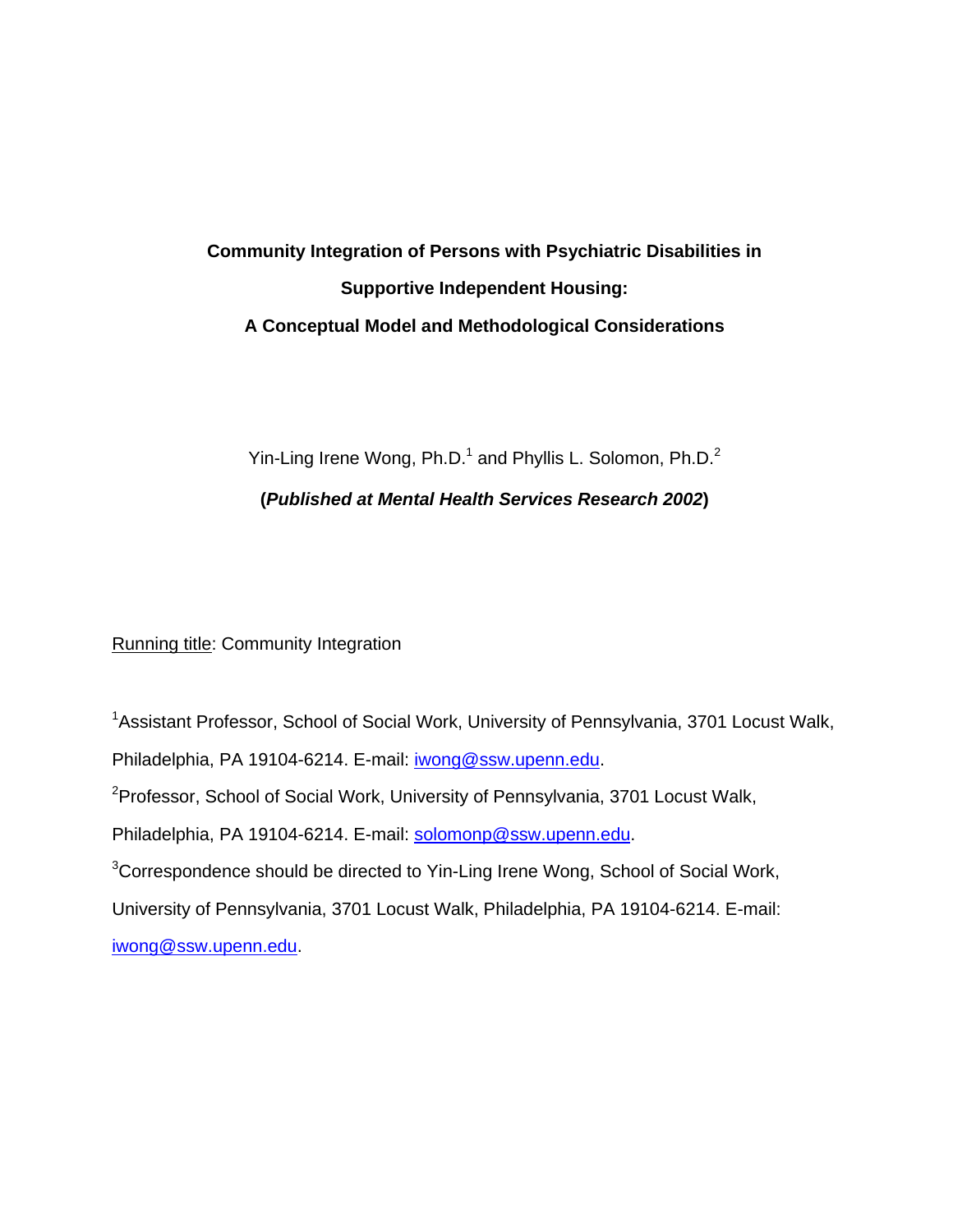# Community Integration of Persons with Psychiatric Disabilities in Supportive Independent Housing: A Conceptual Model and Methodological Considerations

Yin-Ling Irene Wong, Ph.D.[1] and Phyllis L. Solomon, Ph.D.[2]

**(*Published at Mental Health Services Research 2002*)**

Running title: Community Integration

[1]Assistant Professor, School of Social Work, University of Pennsylvania, 3701 Locust Walk, Philadelphia, PA 19104-6214. E-mail: iwong@ssw.upenn.edu.

[2]Professor, School of Social Work, University of Pennsylvania, 3701 Locust Walk, Philadelphia, PA 19104-6214. E-mail: solomonp@ssw.upenn.edu.

[3]Correspondence should be directed to Yin-Ling Irene Wong, School of Social Work, University of Pennsylvania, 3701 Locust Walk, Philadelphia, PA 19104-6214. E-mail: iwong@ssw.upenn.edu.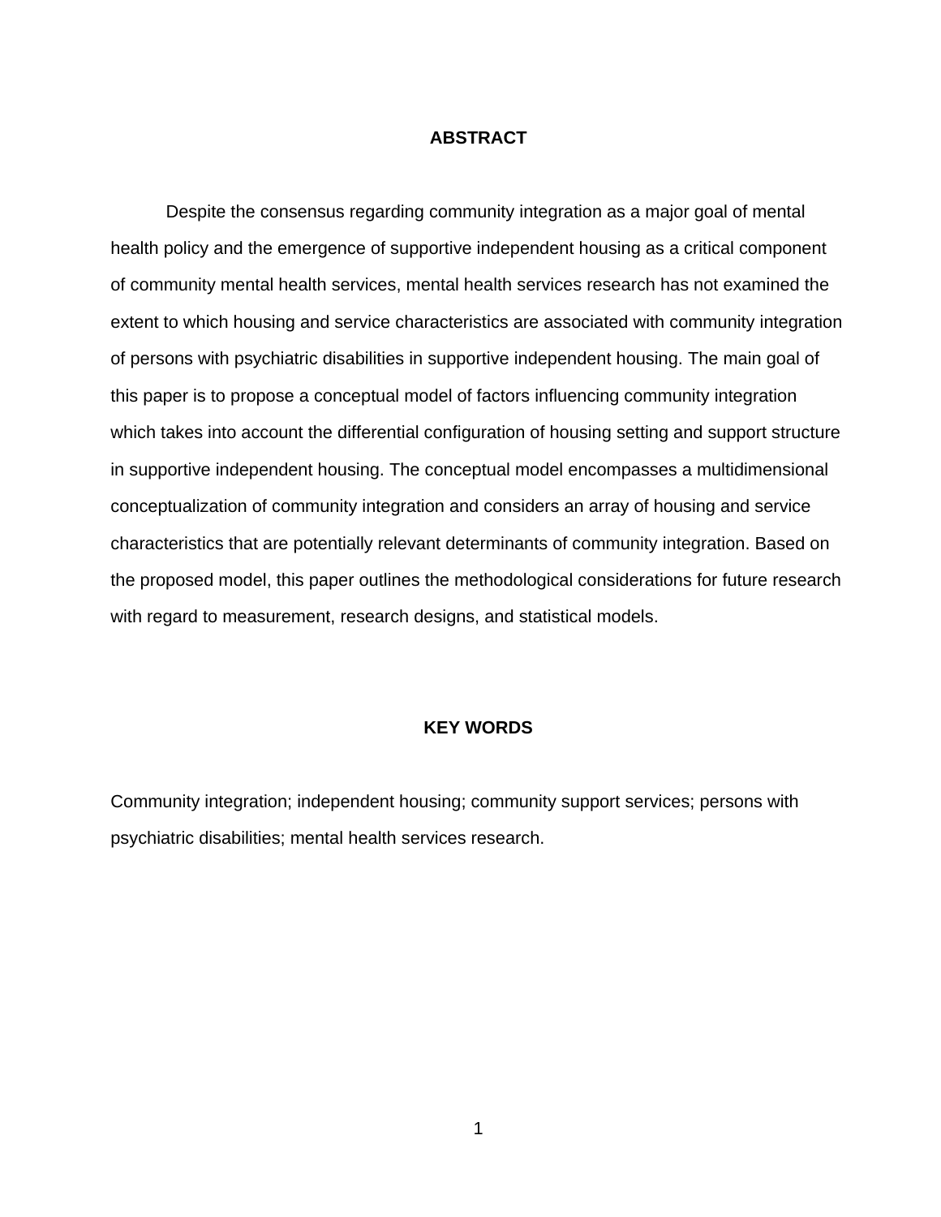## ABSTRACT

Despite the consensus regarding community integration as a major goal of mental health policy and the emergence of supportive independent housing as a critical component of community mental health services, mental health services research has not examined the extent to which housing and service characteristics are associated with community integration of persons with psychiatric disabilities in supportive independent housing. The main goal of this paper is to propose a conceptual model of factors influencing community integration which takes into account the differential configuration of housing setting and support structure in supportive independent housing. The conceptual model encompasses a multidimensional conceptualization of community integration and considers an array of housing and service characteristics that are potentially relevant determinants of community integration. Based on the proposed model, this paper outlines the methodological considerations for future research with regard to measurement, research designs, and statistical models.

## KEY WORDS

Community integration; independent housing; community support services; persons with psychiatric disabilities; mental health services research.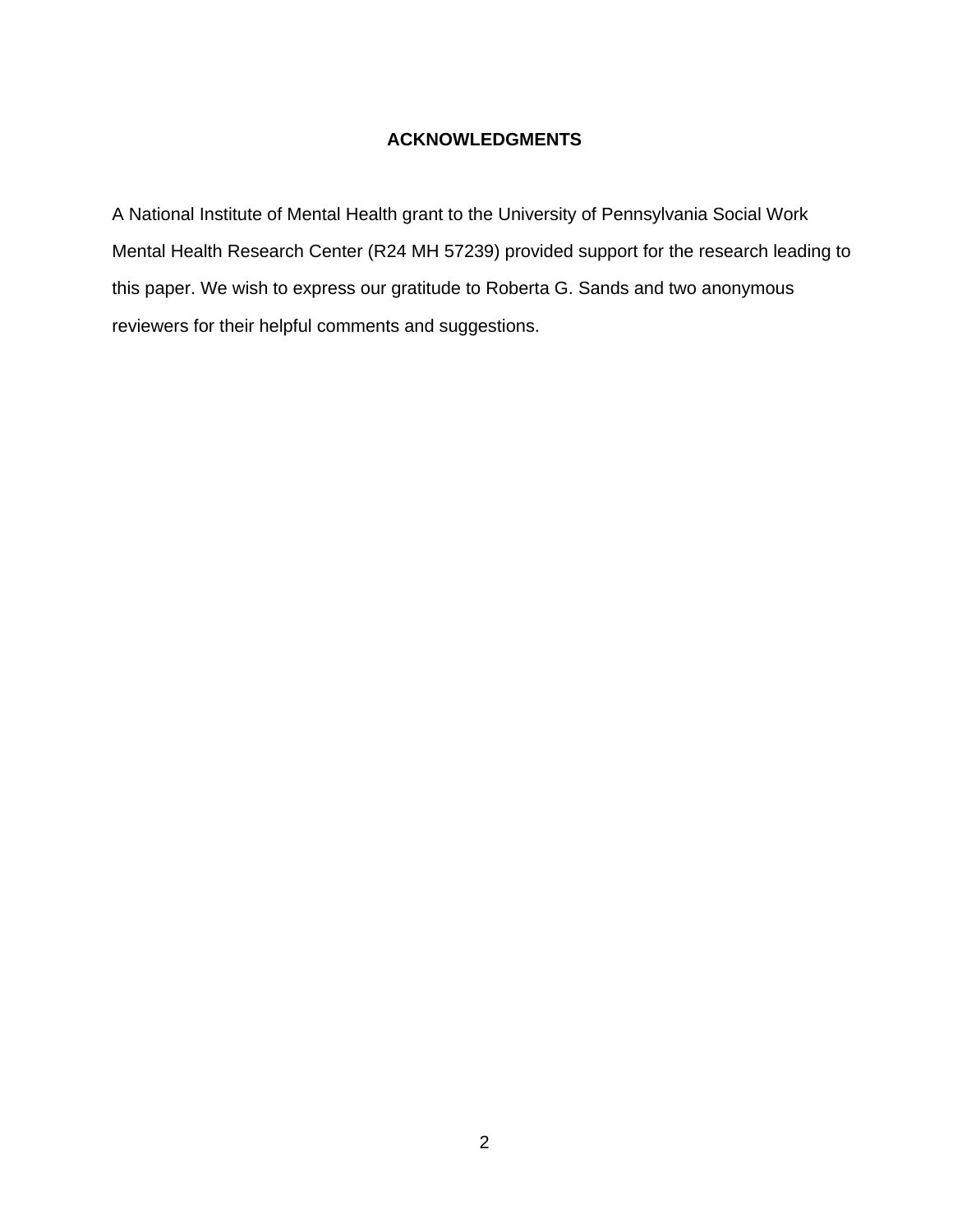## ACKNOWLEDGMENTS

A National Institute of Mental Health grant to the University of Pennsylvania Social Work Mental Health Research Center (R24 MH 57239) provided support for the research leading to this paper. We wish to express our gratitude to Roberta G. Sands and two anonymous reviewers for their helpful comments and suggestions.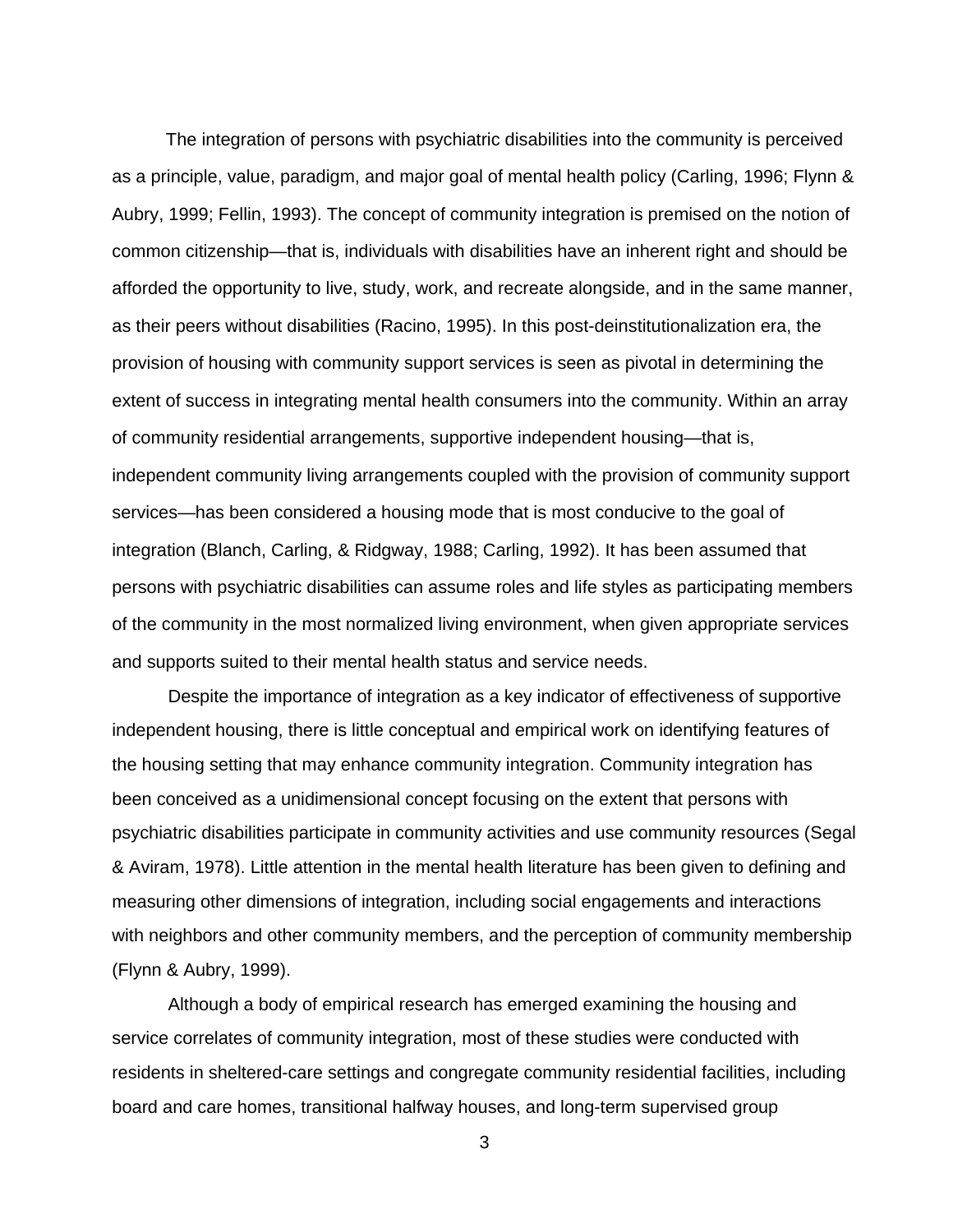The integration of persons with psychiatric disabilities into the community is perceived as a principle, value, paradigm, and major goal of mental health policy (Carling, 1996; Flynn & Aubry, 1999; Fellin, 1993). The concept of community integration is premised on the notion of common citizenship—that is, individuals with disabilities have an inherent right and should be afforded the opportunity to live, study, work, and recreate alongside, and in the same manner, as their peers without disabilities (Racino, 1995). In this post-deinstitutionalization era, the provision of housing with community support services is seen as pivotal in determining the extent of success in integrating mental health consumers into the community. Within an array of community residential arrangements, supportive independent housing—that is, independent community living arrangements coupled with the provision of community support services—has been considered a housing mode that is most conducive to the goal of integration (Blanch, Carling, & Ridgway, 1988; Carling, 1992). It has been assumed that persons with psychiatric disabilities can assume roles and life styles as participating members of the community in the most normalized living environment, when given appropriate services and supports suited to their mental health status and service needs.

Despite the importance of integration as a key indicator of effectiveness of supportive independent housing, there is little conceptual and empirical work on identifying features of the housing setting that may enhance community integration. Community integration has been conceived as a unidimensional concept focusing on the extent that persons with psychiatric disabilities participate in community activities and use community resources (Segal & Aviram, 1978). Little attention in the mental health literature has been given to defining and measuring other dimensions of integration, including social engagements and interactions with neighbors and other community members, and the perception of community membership (Flynn & Aubry, 1999).

Although a body of empirical research has emerged examining the housing and service correlates of community integration, most of these studies were conducted with residents in sheltered-care settings and congregate community residential facilities, including board and care homes, transitional halfway houses, and long-term supervised group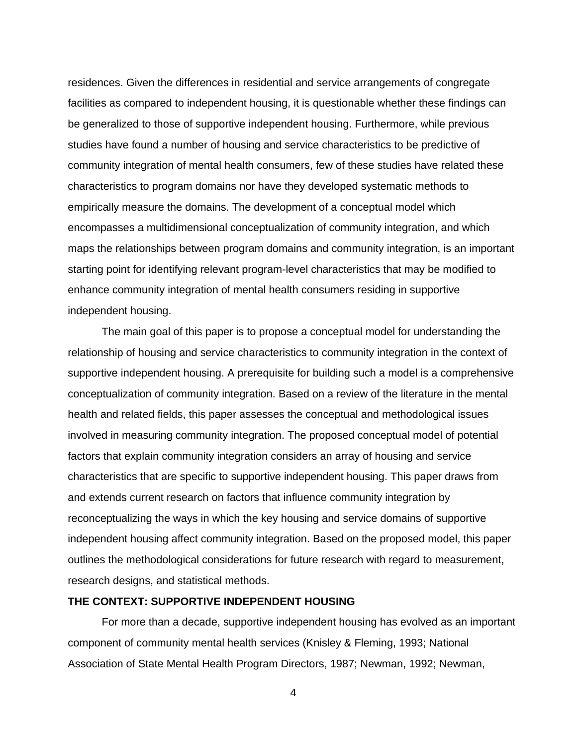residences. Given the differences in residential and service arrangements of congregate facilities as compared to independent housing, it is questionable whether these findings can be generalized to those of supportive independent housing. Furthermore, while previous studies have found a number of housing and service characteristics to be predictive of community integration of mental health consumers, few of these studies have related these characteristics to program domains nor have they developed systematic methods to empirically measure the domains. The development of a conceptual model which encompasses a multidimensional conceptualization of community integration, and which maps the relationships between program domains and community integration, is an important starting point for identifying relevant program-level characteristics that may be modified to enhance community integration of mental health consumers residing in supportive independent housing.

The main goal of this paper is to propose a conceptual model for understanding the relationship of housing and service characteristics to community integration in the context of supportive independent housing. A prerequisite for building such a model is a comprehensive conceptualization of community integration. Based on a review of the literature in the mental health and related fields, this paper assesses the conceptual and methodological issues involved in measuring community integration. The proposed conceptual model of potential factors that explain community integration considers an array of housing and service characteristics that are specific to supportive independent housing. This paper draws from and extends current research on factors that influence community integration by reconceptualizing the ways in which the key housing and service domains of supportive independent housing affect community integration. Based on the proposed model, this paper outlines the methodological considerations for future research with regard to measurement, research designs, and statistical methods.

## THE CONTEXT: SUPPORTIVE INDEPENDENT HOUSING

For more than a decade, supportive independent housing has evolved as an important component of community mental health services (Knisley & Fleming, 1993; National Association of State Mental Health Program Directors, 1987; Newman, 1992; Newman,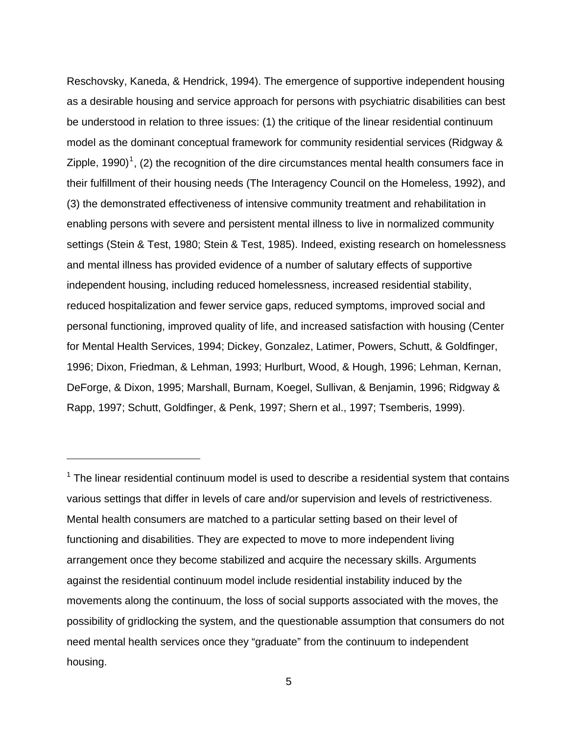Reschovsky, Kaneda, & Hendrick, 1994). The emergence of supportive independent housing as a desirable housing and service approach for persons with psychiatric disabilities can best be understood in relation to three issues: (1) the critique of the linear residential continuum model as the dominant conceptual framework for community residential services (Ridgway & Zipple, 1990)[1], (2) the recognition of the dire circumstances mental health consumers face in their fulfillment of their housing needs (The Interagency Council on the Homeless, 1992), and (3) the demonstrated effectiveness of intensive community treatment and rehabilitation in enabling persons with severe and persistent mental illness to live in normalized community settings (Stein & Test, 1980; Stein & Test, 1985). Indeed, existing research on homelessness and mental illness has provided evidence of a number of salutary effects of supportive independent housing, including reduced homelessness, increased residential stability, reduced hospitalization and fewer service gaps, reduced symptoms, improved social and personal functioning, improved quality of life, and increased satisfaction with housing (Center for Mental Health Services, 1994; Dickey, Gonzalez, Latimer, Powers, Schutt, & Goldfinger, 1996; Dixon, Friedman, & Lehman, 1993; Hurlburt, Wood, & Hough, 1996; Lehman, Kernan, DeForge, & Dixon, 1995; Marshall, Burnam, Koegel, Sullivan, & Benjamin, 1996; Ridgway & Rapp, 1997; Schutt, Goldfinger, & Penk, 1997; Shern et al., 1997; Tsemberis, 1999).

---

[1] The linear residential continuum model is used to describe a residential system that contains various settings that differ in levels of care and/or supervision and levels of restrictiveness. Mental health consumers are matched to a particular setting based on their level of functioning and disabilities. They are expected to move to more independent living arrangement once they become stabilized and acquire the necessary skills. Arguments against the residential continuum model include residential instability induced by the movements along the continuum, the loss of social supports associated with the moves, the possibility of gridlocking the system, and the questionable assumption that consumers do not need mental health services once they "graduate" from the continuum to independent housing.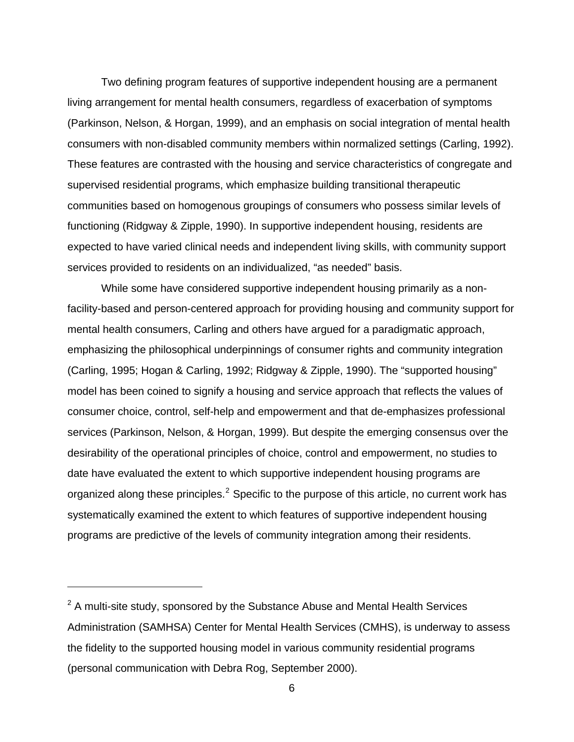Two defining program features of supportive independent housing are a permanent living arrangement for mental health consumers, regardless of exacerbation of symptoms (Parkinson, Nelson, & Horgan, 1999), and an emphasis on social integration of mental health consumers with non-disabled community members within normalized settings (Carling, 1992). These features are contrasted with the housing and service characteristics of congregate and supervised residential programs, which emphasize building transitional therapeutic communities based on homogenous groupings of consumers who possess similar levels of functioning (Ridgway & Zipple, 1990). In supportive independent housing, residents are expected to have varied clinical needs and independent living skills, with community support services provided to residents on an individualized, “as needed” basis.

While some have considered supportive independent housing primarily as a non-facility-based and person-centered approach for providing housing and community support for mental health consumers, Carling and others have argued for a paradigmatic approach, emphasizing the philosophical underpinnings of consumer rights and community integration (Carling, 1995; Hogan & Carling, 1992; Ridgway & Zipple, 1990). The “supported housing” model has been coined to signify a housing and service approach that reflects the values of consumer choice, control, self-help and empowerment and that de-emphasizes professional services (Parkinson, Nelson, & Horgan, 1999). But despite the emerging consensus over the desirability of the operational principles of choice, control and empowerment, no studies to date have evaluated the extent to which supportive independent housing programs are organized along these principles.[2] Specific to the purpose of this article, no current work has systematically examined the extent to which features of supportive independent housing programs are predictive of the levels of community integration among their residents.

---

[2] A multi-site study, sponsored by the Substance Abuse and Mental Health Services Administration (SAMHSA) Center for Mental Health Services (CMHS), is underway to assess the fidelity to the supported housing model in various community residential programs (personal communication with Debra Rog, September 2000).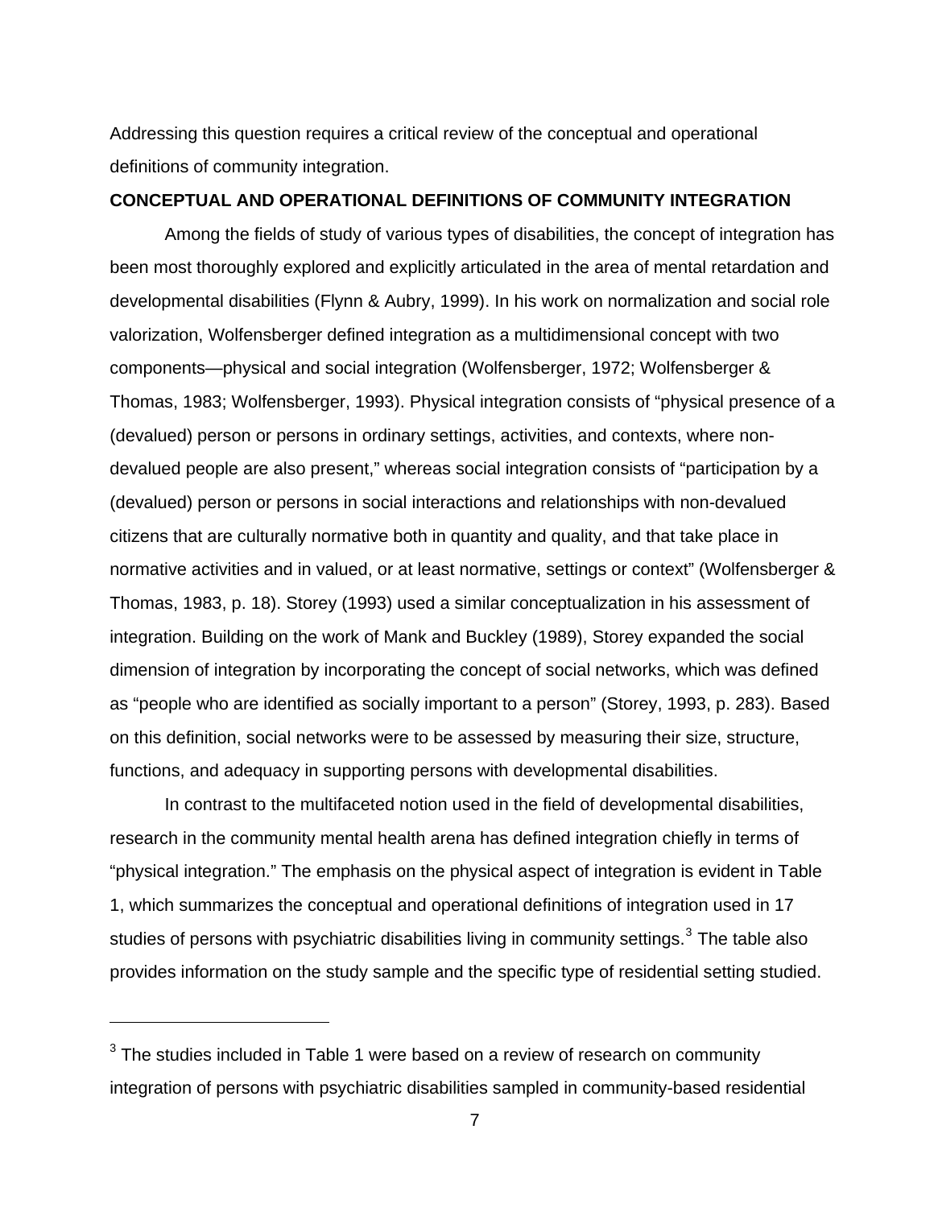Addressing this question requires a critical review of the conceptual and operational definitions of community integration.

## CONCEPTUAL AND OPERATIONAL DEFINITIONS OF COMMUNITY INTEGRATION

Among the fields of study of various types of disabilities, the concept of integration has been most thoroughly explored and explicitly articulated in the area of mental retardation and developmental disabilities (Flynn & Aubry, 1999). In his work on normalization and social role valorization, Wolfensberger defined integration as a multidimensional concept with two components—physical and social integration (Wolfensberger, 1972; Wolfensberger & Thomas, 1983; Wolfensberger, 1993). Physical integration consists of "physical presence of a (devalued) person or persons in ordinary settings, activities, and contexts, where non-devalued people are also present," whereas social integration consists of "participation by a (devalued) person or persons in social interactions and relationships with non-devalued citizens that are culturally normative both in quantity and quality, and that take place in normative activities and in valued, or at least normative, settings or context" (Wolfensberger & Thomas, 1983, p. 18). Storey (1993) used a similar conceptualization in his assessment of integration. Building on the work of Mank and Buckley (1989), Storey expanded the social dimension of integration by incorporating the concept of social networks, which was defined as "people who are identified as socially important to a person" (Storey, 1993, p. 283). Based on this definition, social networks were to be assessed by measuring their size, structure, functions, and adequacy in supporting persons with developmental disabilities.

In contrast to the multifaceted notion used in the field of developmental disabilities, research in the community mental health arena has defined integration chiefly in terms of "physical integration." The emphasis on the physical aspect of integration is evident in Table 1, which summarizes the conceptual and operational definitions of integration used in 17 studies of persons with psychiatric disabilities living in community settings.[3] The table also provides information on the study sample and the specific type of residential setting studied.

---

[3] The studies included in Table 1 were based on a review of research on community integration of persons with psychiatric disabilities sampled in community-based residential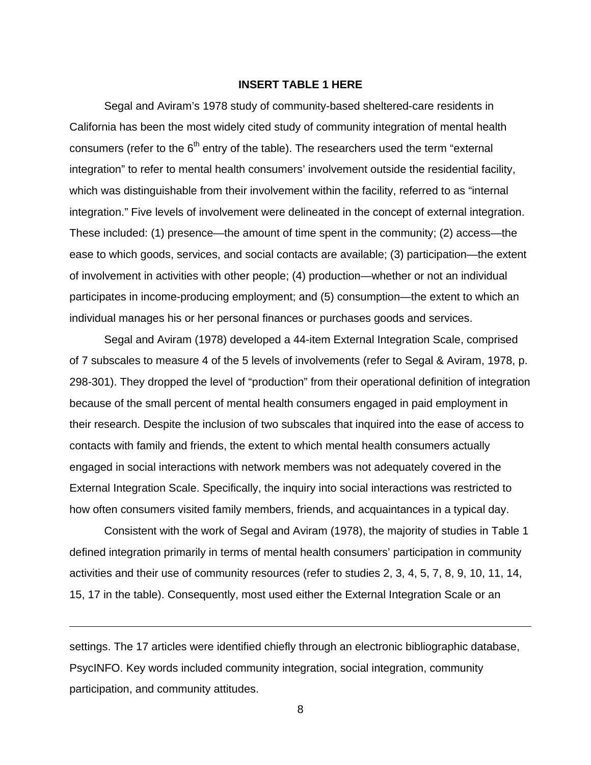**INSERT TABLE 1 HERE**

Segal and Aviram's 1978 study of community-based sheltered-care residents in California has been the most widely cited study of community integration of mental health consumers (refer to the 6th entry of the table). The researchers used the term "external integration" to refer to mental health consumers' involvement outside the residential facility, which was distinguishable from their involvement within the facility, referred to as "internal integration." Five levels of involvement were delineated in the concept of external integration. These included: (1) presence—the amount of time spent in the community; (2) access—the ease to which goods, services, and social contacts are available; (3) participation—the extent of involvement in activities with other people; (4) production—whether or not an individual participates in income-producing employment; and (5) consumption—the extent to which an individual manages his or her personal finances or purchases goods and services.

Segal and Aviram (1978) developed a 44-item External Integration Scale, comprised of 7 subscales to measure 4 of the 5 levels of involvements (refer to Segal & Aviram, 1978, p. 298-301). They dropped the level of "production" from their operational definition of integration because of the small percent of mental health consumers engaged in paid employment in their research. Despite the inclusion of two subscales that inquired into the ease of access to contacts with family and friends, the extent to which mental health consumers actually engaged in social interactions with network members was not adequately covered in the External Integration Scale. Specifically, the inquiry into social interactions was restricted to how often consumers visited family members, friends, and acquaintances in a typical day.

Consistent with the work of Segal and Aviram (1978), the majority of studies in Table 1 defined integration primarily in terms of mental health consumers' participation in community activities and their use of community resources (refer to studies 2, 3, 4, 5, 7, 8, 9, 10, 11, 14, 15, 17 in the table). Consequently, most used either the External Integration Scale or an

---

settings. The 17 articles were identified chiefly through an electronic bibliographic database, PsycINFO. Key words included community integration, social integration, community participation, and community attitudes.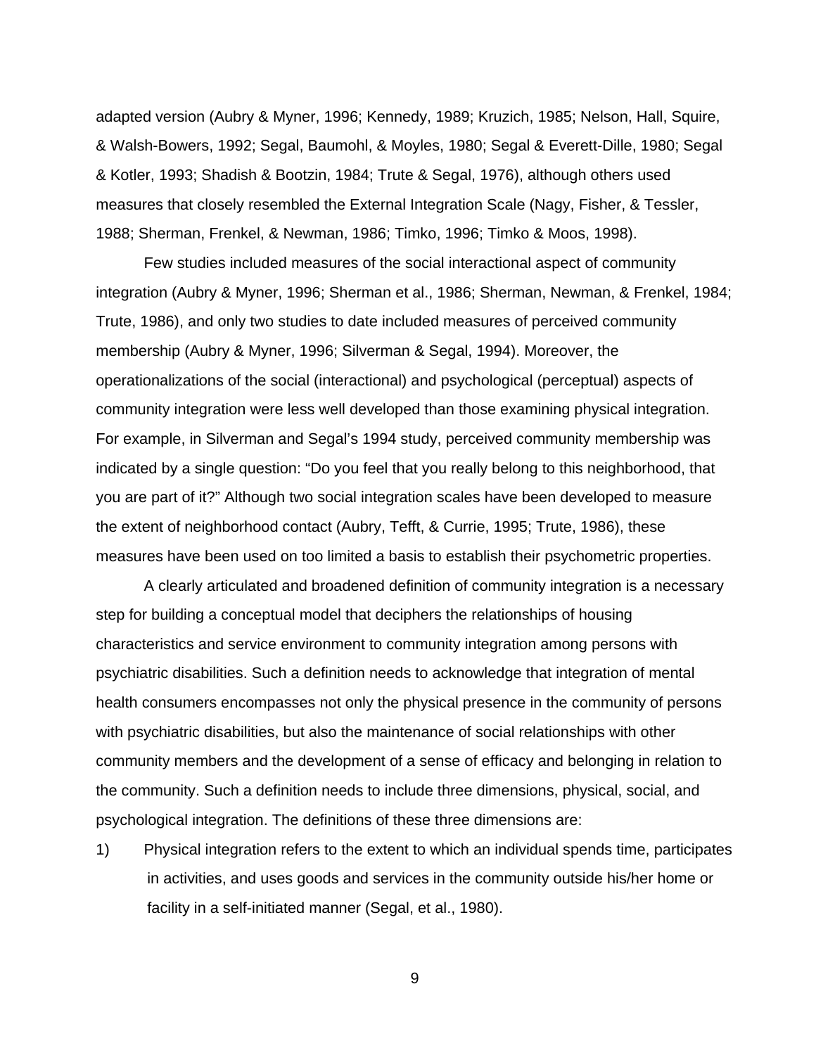adapted version (Aubry & Myner, 1996; Kennedy, 1989; Kruzich, 1985; Nelson, Hall, Squire, & Walsh-Bowers, 1992; Segal, Baumohl, & Moyles, 1980; Segal & Everett-Dille, 1980; Segal & Kotler, 1993; Shadish & Bootzin, 1984; Trute & Segal, 1976), although others used measures that closely resembled the External Integration Scale (Nagy, Fisher, & Tessler, 1988; Sherman, Frenkel, & Newman, 1986; Timko, 1996; Timko & Moos, 1998).

Few studies included measures of the social interactional aspect of community integration (Aubry & Myner, 1996; Sherman et al., 1986; Sherman, Newman, & Frenkel, 1984; Trute, 1986), and only two studies to date included measures of perceived community membership (Aubry & Myner, 1996; Silverman & Segal, 1994). Moreover, the operationalizations of the social (interactional) and psychological (perceptual) aspects of community integration were less well developed than those examining physical integration. For example, in Silverman and Segal's 1994 study, perceived community membership was indicated by a single question: "Do you feel that you really belong to this neighborhood, that you are part of it?" Although two social integration scales have been developed to measure the extent of neighborhood contact (Aubry, Tefft, & Currie, 1995; Trute, 1986), these measures have been used on too limited a basis to establish their psychometric properties.

A clearly articulated and broadened definition of community integration is a necessary step for building a conceptual model that deciphers the relationships of housing characteristics and service environment to community integration among persons with psychiatric disabilities. Such a definition needs to acknowledge that integration of mental health consumers encompasses not only the physical presence in the community of persons with psychiatric disabilities, but also the maintenance of social relationships with other community members and the development of a sense of efficacy and belonging in relation to the community. Such a definition needs to include three dimensions, physical, social, and psychological integration. The definitions of these three dimensions are:

1) Physical integration refers to the extent to which an individual spends time, participates in activities, and uses goods and services in the community outside his/her home or facility in a self-initiated manner (Segal, et al., 1980).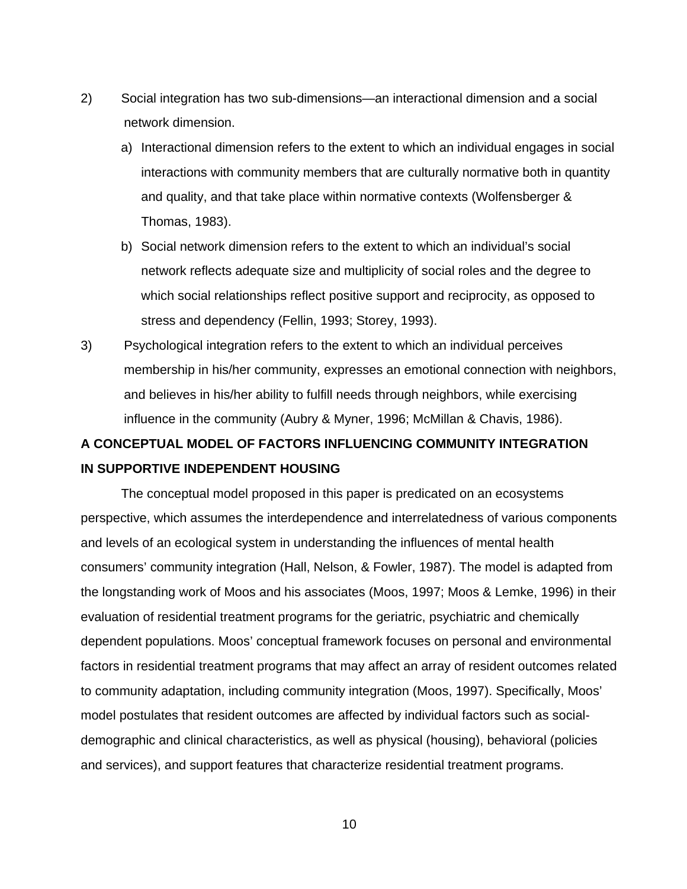2) Social integration has two sub-dimensions—an interactional dimension and a social network dimension.

   a) Interactional dimension refers to the extent to which an individual engages in social interactions with community members that are culturally normative both in quantity and quality, and that take place within normative contexts (Wolfensberger & Thomas, 1983).

   b) Social network dimension refers to the extent to which an individual's social network reflects adequate size and multiplicity of social roles and the degree to which social relationships reflect positive support and reciprocity, as opposed to stress and dependency (Fellin, 1993; Storey, 1993).

3) Psychological integration refers to the extent to which an individual perceives membership in his/her community, expresses an emotional connection with neighbors, and believes in his/her ability to fulfill needs through neighbors, while exercising influence in the community (Aubry & Myner, 1996; McMillan & Chavis, 1986).

## A CONCEPTUAL MODEL OF FACTORS INFLUENCING COMMUNITY INTEGRATION IN SUPPORTIVE INDEPENDENT HOUSING

The conceptual model proposed in this paper is predicated on an ecosystems perspective, which assumes the interdependence and interrelatedness of various components and levels of an ecological system in understanding the influences of mental health consumers' community integration (Hall, Nelson, & Fowler, 1987). The model is adapted from the longstanding work of Moos and his associates (Moos, 1997; Moos & Lemke, 1996) in their evaluation of residential treatment programs for the geriatric, psychiatric and chemically dependent populations. Moos' conceptual framework focuses on personal and environmental factors in residential treatment programs that may affect an array of resident outcomes related to community adaptation, including community integration (Moos, 1997). Specifically, Moos' model postulates that resident outcomes are affected by individual factors such as social-demographic and clinical characteristics, as well as physical (housing), behavioral (policies and services), and support features that characterize residential treatment programs.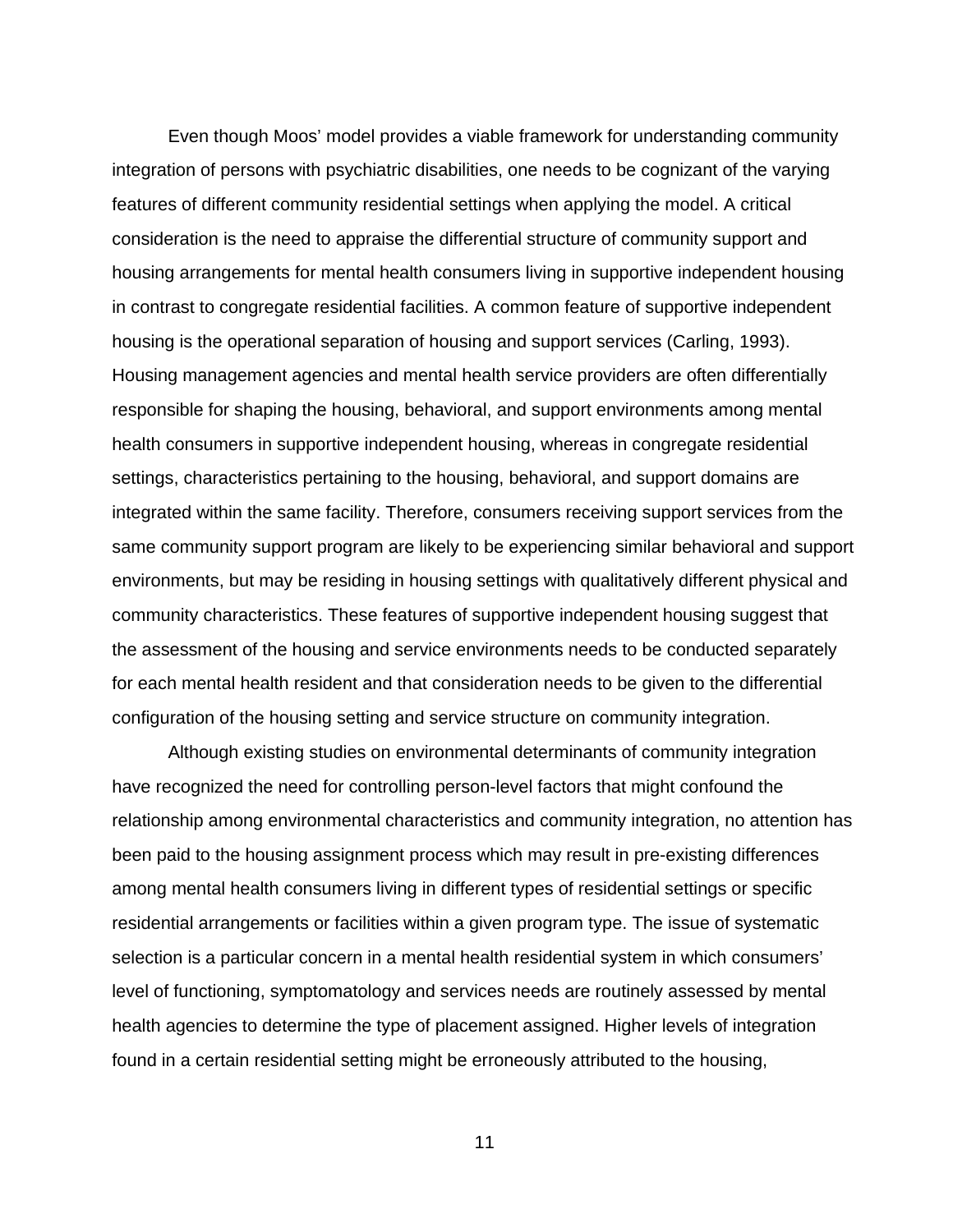Even though Moos' model provides a viable framework for understanding community integration of persons with psychiatric disabilities, one needs to be cognizant of the varying features of different community residential settings when applying the model. A critical consideration is the need to appraise the differential structure of community support and housing arrangements for mental health consumers living in supportive independent housing in contrast to congregate residential facilities. A common feature of supportive independent housing is the operational separation of housing and support services (Carling, 1993). Housing management agencies and mental health service providers are often differentially responsible for shaping the housing, behavioral, and support environments among mental health consumers in supportive independent housing, whereas in congregate residential settings, characteristics pertaining to the housing, behavioral, and support domains are integrated within the same facility. Therefore, consumers receiving support services from the same community support program are likely to be experiencing similar behavioral and support environments, but may be residing in housing settings with qualitatively different physical and community characteristics. These features of supportive independent housing suggest that the assessment of the housing and service environments needs to be conducted separately for each mental health resident and that consideration needs to be given to the differential configuration of the housing setting and service structure on community integration.

Although existing studies on environmental determinants of community integration have recognized the need for controlling person-level factors that might confound the relationship among environmental characteristics and community integration, no attention has been paid to the housing assignment process which may result in pre-existing differences among mental health consumers living in different types of residential settings or specific residential arrangements or facilities within a given program type. The issue of systematic selection is a particular concern in a mental health residential system in which consumers' level of functioning, symptomatology and services needs are routinely assessed by mental health agencies to determine the type of placement assigned. Higher levels of integration found in a certain residential setting might be erroneously attributed to the housing,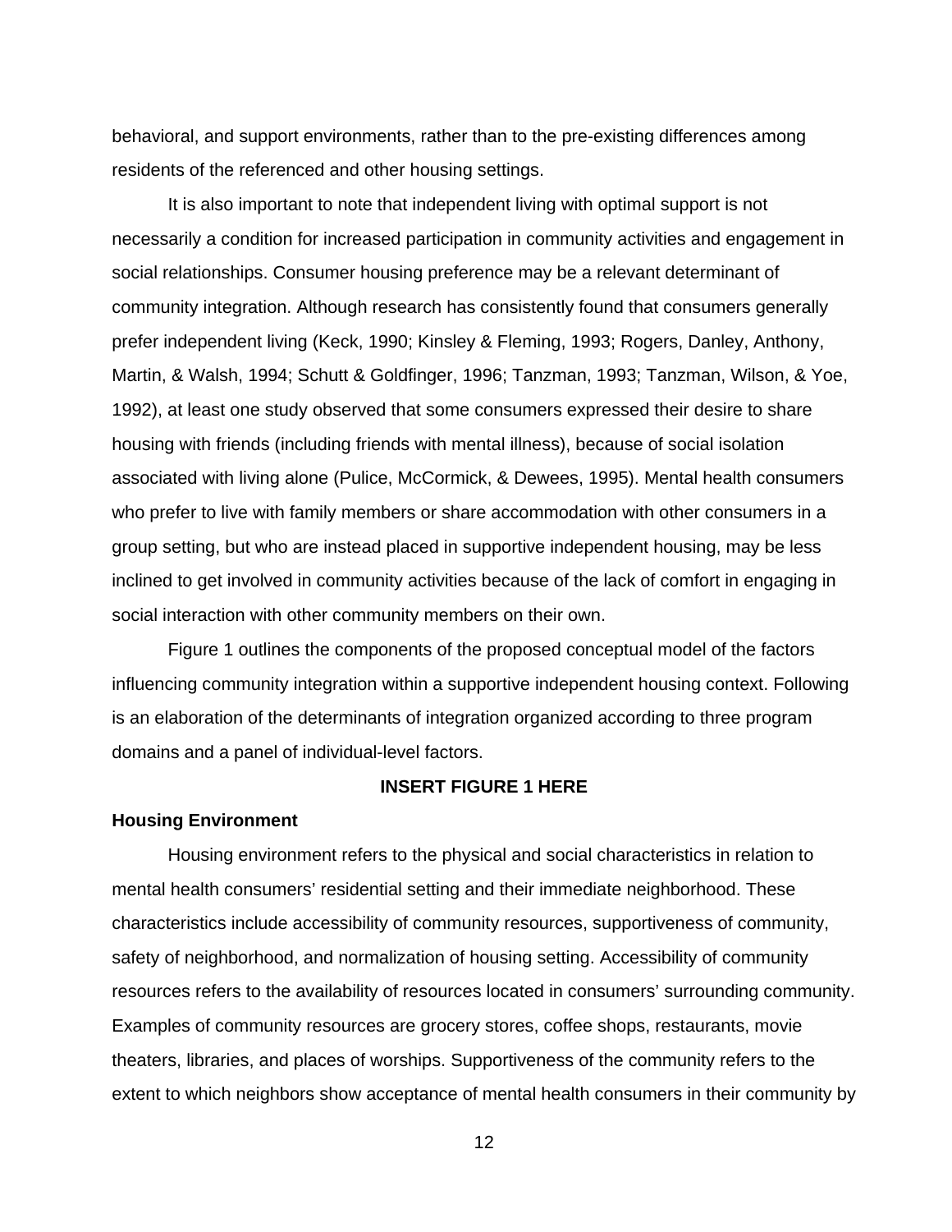behavioral, and support environments, rather than to the pre-existing differences among residents of the referenced and other housing settings.

It is also important to note that independent living with optimal support is not necessarily a condition for increased participation in community activities and engagement in social relationships. Consumer housing preference may be a relevant determinant of community integration. Although research has consistently found that consumers generally prefer independent living (Keck, 1990; Kinsley & Fleming, 1993; Rogers, Danley, Anthony, Martin, & Walsh, 1994; Schutt & Goldfinger, 1996; Tanzman, 1993; Tanzman, Wilson, & Yoe, 1992), at least one study observed that some consumers expressed their desire to share housing with friends (including friends with mental illness), because of social isolation associated with living alone (Pulice, McCormick, & Dewees, 1995). Mental health consumers who prefer to live with family members or share accommodation with other consumers in a group setting, but who are instead placed in supportive independent housing, may be less inclined to get involved in community activities because of the lack of comfort in engaging in social interaction with other community members on their own.

Figure 1 outlines the components of the proposed conceptual model of the factors influencing community integration within a supportive independent housing context. Following is an elaboration of the determinants of integration organized according to three program domains and a panel of individual-level factors.

**INSERT FIGURE 1 HERE**

### Housing Environment

Housing environment refers to the physical and social characteristics in relation to mental health consumers' residential setting and their immediate neighborhood. These characteristics include accessibility of community resources, supportiveness of community, safety of neighborhood, and normalization of housing setting. Accessibility of community resources refers to the availability of resources located in consumers' surrounding community. Examples of community resources are grocery stores, coffee shops, restaurants, movie theaters, libraries, and places of worships. Supportiveness of the community refers to the extent to which neighbors show acceptance of mental health consumers in their community by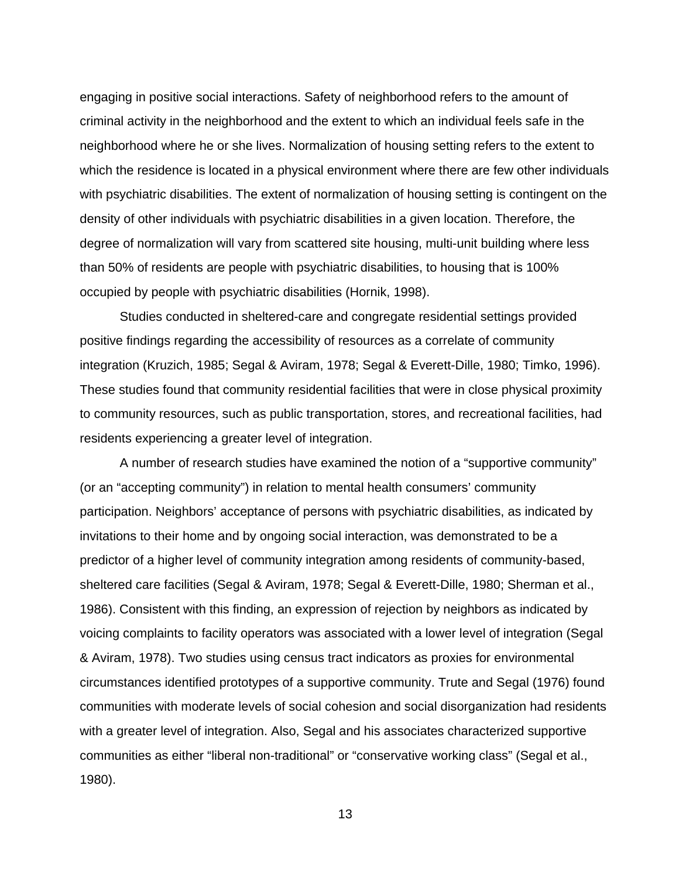engaging in positive social interactions. Safety of neighborhood refers to the amount of criminal activity in the neighborhood and the extent to which an individual feels safe in the neighborhood where he or she lives. Normalization of housing setting refers to the extent to which the residence is located in a physical environment where there are few other individuals with psychiatric disabilities. The extent of normalization of housing setting is contingent on the density of other individuals with psychiatric disabilities in a given location. Therefore, the degree of normalization will vary from scattered site housing, multi-unit building where less than 50% of residents are people with psychiatric disabilities, to housing that is 100% occupied by people with psychiatric disabilities (Hornik, 1998).

Studies conducted in sheltered-care and congregate residential settings provided positive findings regarding the accessibility of resources as a correlate of community integration (Kruzich, 1985; Segal & Aviram, 1978; Segal & Everett-Dille, 1980; Timko, 1996). These studies found that community residential facilities that were in close physical proximity to community resources, such as public transportation, stores, and recreational facilities, had residents experiencing a greater level of integration.

A number of research studies have examined the notion of a “supportive community” (or an “accepting community”) in relation to mental health consumers’ community participation. Neighbors’ acceptance of persons with psychiatric disabilities, as indicated by invitations to their home and by ongoing social interaction, was demonstrated to be a predictor of a higher level of community integration among residents of community-based, sheltered care facilities (Segal & Aviram, 1978; Segal & Everett-Dille, 1980; Sherman et al., 1986). Consistent with this finding, an expression of rejection by neighbors as indicated by voicing complaints to facility operators was associated with a lower level of integration (Segal & Aviram, 1978). Two studies using census tract indicators as proxies for environmental circumstances identified prototypes of a supportive community. Trute and Segal (1976) found communities with moderate levels of social cohesion and social disorganization had residents with a greater level of integration. Also, Segal and his associates characterized supportive communities as either “liberal non-traditional” or “conservative working class” (Segal et al., 1980).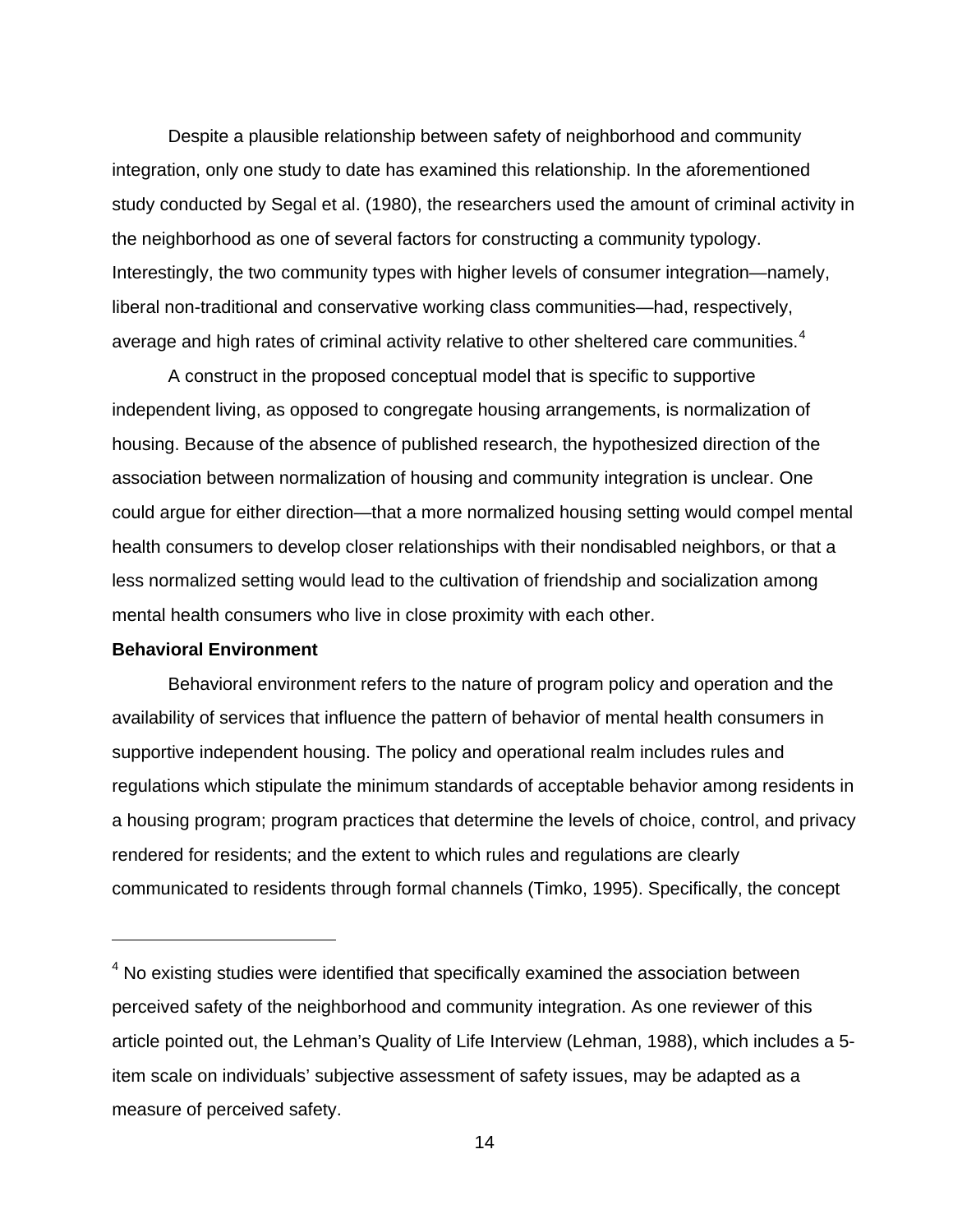Despite a plausible relationship between safety of neighborhood and community integration, only one study to date has examined this relationship. In the aforementioned study conducted by Segal et al. (1980), the researchers used the amount of criminal activity in the neighborhood as one of several factors for constructing a community typology. Interestingly, the two community types with higher levels of consumer integration—namely, liberal non-traditional and conservative working class communities—had, respectively, average and high rates of criminal activity relative to other sheltered care communities.[4]

A construct in the proposed conceptual model that is specific to supportive independent living, as opposed to congregate housing arrangements, is normalization of housing. Because of the absence of published research, the hypothesized direction of the association between normalization of housing and community integration is unclear. One could argue for either direction—that a more normalized housing setting would compel mental health consumers to develop closer relationships with their nondisabled neighbors, or that a less normalized setting would lead to the cultivation of friendship and socialization among mental health consumers who live in close proximity with each other.

**Behavioral Environment**

Behavioral environment refers to the nature of program policy and operation and the availability of services that influence the pattern of behavior of mental health consumers in supportive independent housing. The policy and operational realm includes rules and regulations which stipulate the minimum standards of acceptable behavior among residents in a housing program; program practices that determine the levels of choice, control, and privacy rendered for residents; and the extent to which rules and regulations are clearly communicated to residents through formal channels (Timko, 1995). Specifically, the concept

---

[4] No existing studies were identified that specifically examined the association between perceived safety of the neighborhood and community integration. As one reviewer of this article pointed out, the Lehman's Quality of Life Interview (Lehman, 1988), which includes a 5-item scale on individuals' subjective assessment of safety issues, may be adapted as a measure of perceived safety.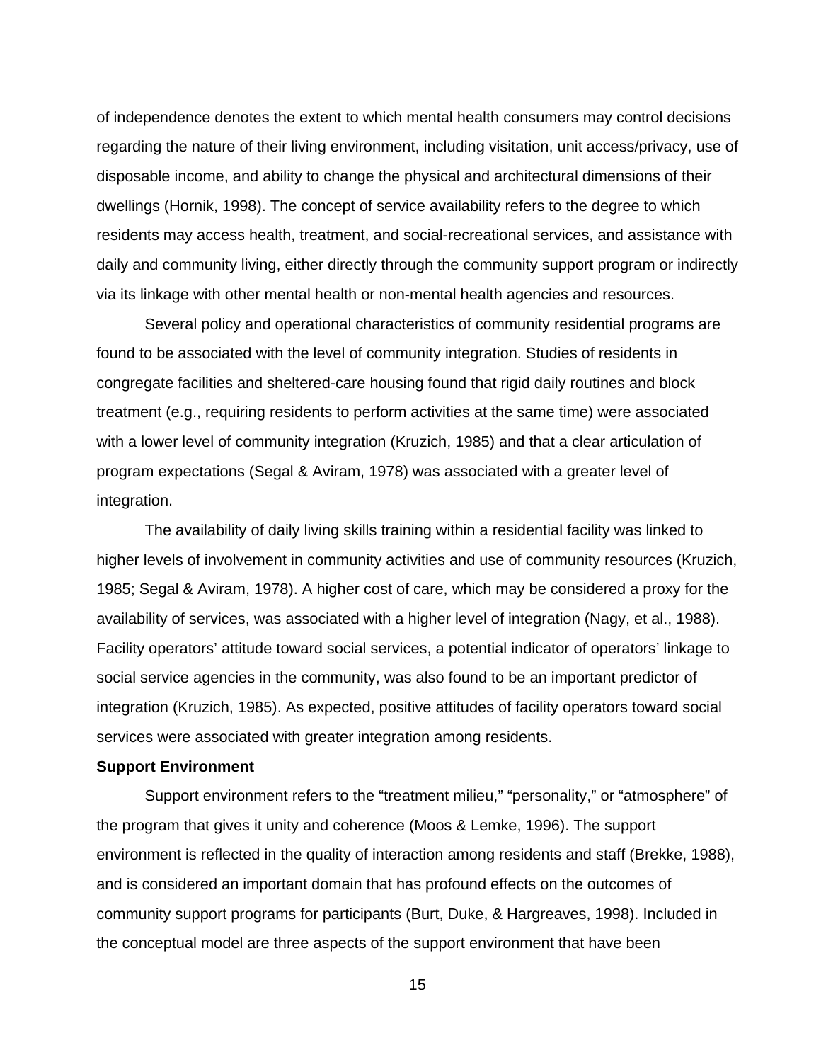of independence denotes the extent to which mental health consumers may control decisions regarding the nature of their living environment, including visitation, unit access/privacy, use of disposable income, and ability to change the physical and architectural dimensions of their dwellings (Hornik, 1998). The concept of service availability refers to the degree to which residents may access health, treatment, and social-recreational services, and assistance with daily and community living, either directly through the community support program or indirectly via its linkage with other mental health or non-mental health agencies and resources.

Several policy and operational characteristics of community residential programs are found to be associated with the level of community integration. Studies of residents in congregate facilities and sheltered-care housing found that rigid daily routines and block treatment (e.g., requiring residents to perform activities at the same time) were associated with a lower level of community integration (Kruzich, 1985) and that a clear articulation of program expectations (Segal & Aviram, 1978) was associated with a greater level of integration.

The availability of daily living skills training within a residential facility was linked to higher levels of involvement in community activities and use of community resources (Kruzich, 1985; Segal & Aviram, 1978). A higher cost of care, which may be considered a proxy for the availability of services, was associated with a higher level of integration (Nagy, et al., 1988). Facility operators' attitude toward social services, a potential indicator of operators' linkage to social service agencies in the community, was also found to be an important predictor of integration (Kruzich, 1985). As expected, positive attitudes of facility operators toward social services were associated with greater integration among residents.

**Support Environment**

Support environment refers to the "treatment milieu," "personality," or "atmosphere" of the program that gives it unity and coherence (Moos & Lemke, 1996). The support environment is reflected in the quality of interaction among residents and staff (Brekke, 1988), and is considered an important domain that has profound effects on the outcomes of community support programs for participants (Burt, Duke, & Hargreaves, 1998). Included in the conceptual model are three aspects of the support environment that have been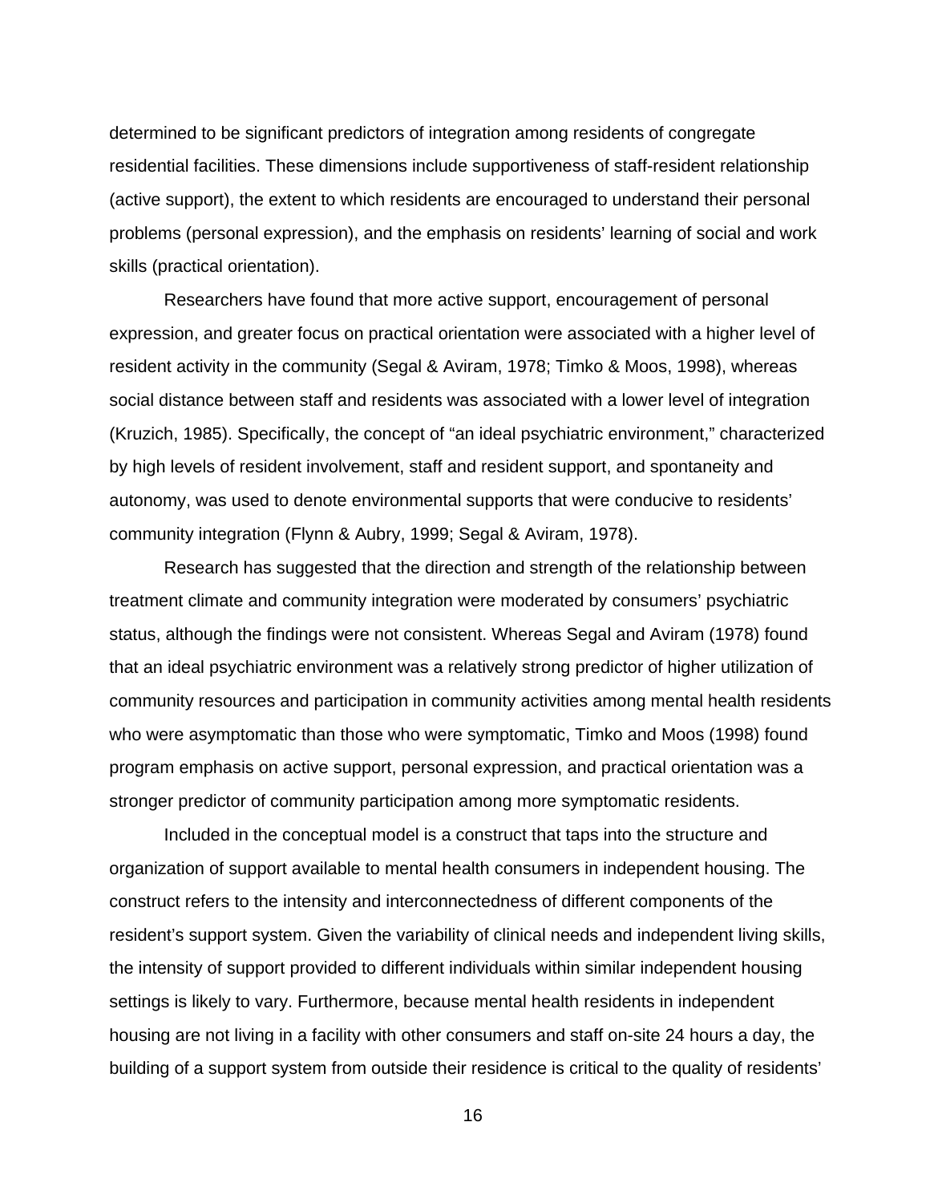determined to be significant predictors of integration among residents of congregate residential facilities. These dimensions include supportiveness of staff-resident relationship (active support), the extent to which residents are encouraged to understand their personal problems (personal expression), and the emphasis on residents' learning of social and work skills (practical orientation).

Researchers have found that more active support, encouragement of personal expression, and greater focus on practical orientation were associated with a higher level of resident activity in the community (Segal & Aviram, 1978; Timko & Moos, 1998), whereas social distance between staff and residents was associated with a lower level of integration (Kruzich, 1985). Specifically, the concept of "an ideal psychiatric environment," characterized by high levels of resident involvement, staff and resident support, and spontaneity and autonomy, was used to denote environmental supports that were conducive to residents' community integration (Flynn & Aubry, 1999; Segal & Aviram, 1978).

Research has suggested that the direction and strength of the relationship between treatment climate and community integration were moderated by consumers' psychiatric status, although the findings were not consistent. Whereas Segal and Aviram (1978) found that an ideal psychiatric environment was a relatively strong predictor of higher utilization of community resources and participation in community activities among mental health residents who were asymptomatic than those who were symptomatic, Timko and Moos (1998) found program emphasis on active support, personal expression, and practical orientation was a stronger predictor of community participation among more symptomatic residents.

Included in the conceptual model is a construct that taps into the structure and organization of support available to mental health consumers in independent housing. The construct refers to the intensity and interconnectedness of different components of the resident's support system. Given the variability of clinical needs and independent living skills, the intensity of support provided to different individuals within similar independent housing settings is likely to vary. Furthermore, because mental health residents in independent housing are not living in a facility with other consumers and staff on-site 24 hours a day, the building of a support system from outside their residence is critical to the quality of residents'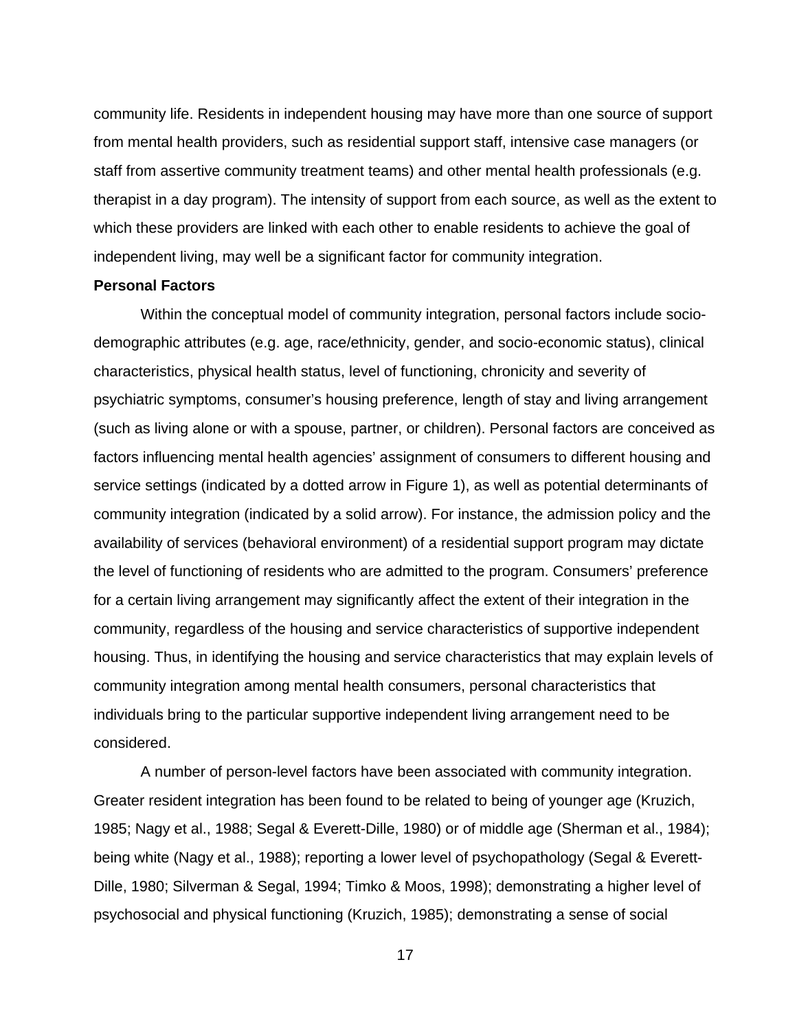community life. Residents in independent housing may have more than one source of support from mental health providers, such as residential support staff, intensive case managers (or staff from assertive community treatment teams) and other mental health professionals (e.g. therapist in a day program). The intensity of support from each source, as well as the extent to which these providers are linked with each other to enable residents to achieve the goal of independent living, may well be a significant factor for community integration.

**Personal Factors**

Within the conceptual model of community integration, personal factors include socio-demographic attributes (e.g. age, race/ethnicity, gender, and socio-economic status), clinical characteristics, physical health status, level of functioning, chronicity and severity of psychiatric symptoms, consumer's housing preference, length of stay and living arrangement (such as living alone or with a spouse, partner, or children). Personal factors are conceived as factors influencing mental health agencies' assignment of consumers to different housing and service settings (indicated by a dotted arrow in Figure 1), as well as potential determinants of community integration (indicated by a solid arrow). For instance, the admission policy and the availability of services (behavioral environment) of a residential support program may dictate the level of functioning of residents who are admitted to the program. Consumers' preference for a certain living arrangement may significantly affect the extent of their integration in the community, regardless of the housing and service characteristics of supportive independent housing. Thus, in identifying the housing and service characteristics that may explain levels of community integration among mental health consumers, personal characteristics that individuals bring to the particular supportive independent living arrangement need to be considered.

A number of person-level factors have been associated with community integration. Greater resident integration has been found to be related to being of younger age (Kruzich, 1985; Nagy et al., 1988; Segal & Everett-Dille, 1980) or of middle age (Sherman et al., 1984); being white (Nagy et al., 1988); reporting a lower level of psychopathology (Segal & Everett-Dille, 1980; Silverman & Segal, 1994; Timko & Moos, 1998); demonstrating a higher level of psychosocial and physical functioning (Kruzich, 1985); demonstrating a sense of social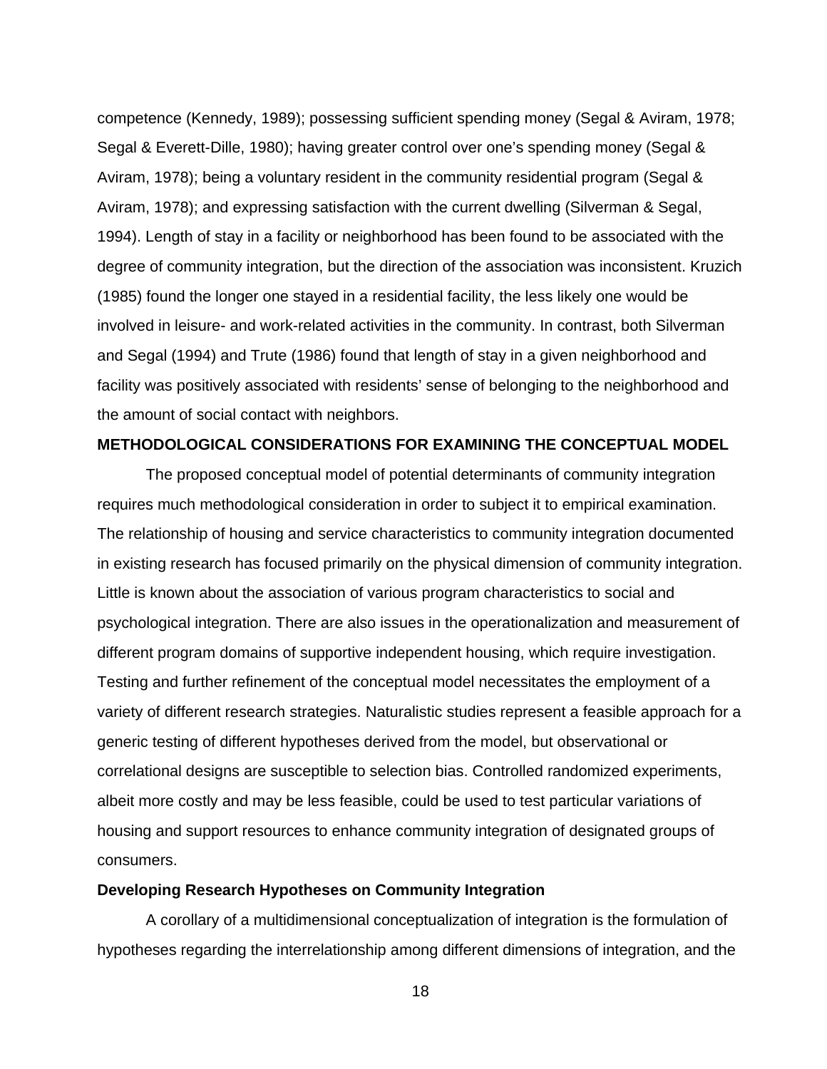competence (Kennedy, 1989); possessing sufficient spending money (Segal & Aviram, 1978; Segal & Everett-Dille, 1980); having greater control over one's spending money (Segal & Aviram, 1978); being a voluntary resident in the community residential program (Segal & Aviram, 1978); and expressing satisfaction with the current dwelling (Silverman & Segal, 1994). Length of stay in a facility or neighborhood has been found to be associated with the degree of community integration, but the direction of the association was inconsistent. Kruzich (1985) found the longer one stayed in a residential facility, the less likely one would be involved in leisure- and work-related activities in the community. In contrast, both Silverman and Segal (1994) and Trute (1986) found that length of stay in a given neighborhood and facility was positively associated with residents' sense of belonging to the neighborhood and the amount of social contact with neighbors.

## METHODOLOGICAL CONSIDERATIONS FOR EXAMINING THE CONCEPTUAL MODEL

The proposed conceptual model of potential determinants of community integration requires much methodological consideration in order to subject it to empirical examination. The relationship of housing and service characteristics to community integration documented in existing research has focused primarily on the physical dimension of community integration. Little is known about the association of various program characteristics to social and psychological integration. There are also issues in the operationalization and measurement of different program domains of supportive independent housing, which require investigation. Testing and further refinement of the conceptual model necessitates the employment of a variety of different research strategies. Naturalistic studies represent a feasible approach for a generic testing of different hypotheses derived from the model, but observational or correlational designs are susceptible to selection bias. Controlled randomized experiments, albeit more costly and may be less feasible, could be used to test particular variations of housing and support resources to enhance community integration of designated groups of consumers.

### Developing Research Hypotheses on Community Integration

A corollary of a multidimensional conceptualization of integration is the formulation of hypotheses regarding the interrelationship among different dimensions of integration, and the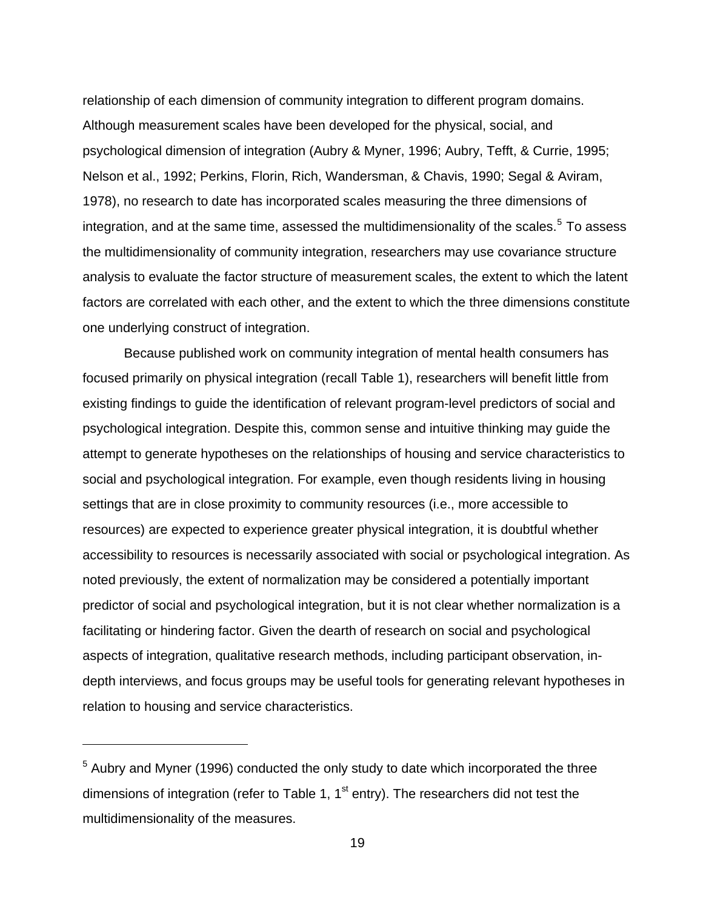relationship of each dimension of community integration to different program domains. Although measurement scales have been developed for the physical, social, and psychological dimension of integration (Aubry & Myner, 1996; Aubry, Tefft, & Currie, 1995; Nelson et al., 1992; Perkins, Florin, Rich, Wandersman, & Chavis, 1990; Segal & Aviram, 1978), no research to date has incorporated scales measuring the three dimensions of integration, and at the same time, assessed the multidimensionality of the scales.[5] To assess the multidimensionality of community integration, researchers may use covariance structure analysis to evaluate the factor structure of measurement scales, the extent to which the latent factors are correlated with each other, and the extent to which the three dimensions constitute one underlying construct of integration.

Because published work on community integration of mental health consumers has focused primarily on physical integration (recall Table 1), researchers will benefit little from existing findings to guide the identification of relevant program-level predictors of social and psychological integration. Despite this, common sense and intuitive thinking may guide the attempt to generate hypotheses on the relationships of housing and service characteristics to social and psychological integration. For example, even though residents living in housing settings that are in close proximity to community resources (i.e., more accessible to resources) are expected to experience greater physical integration, it is doubtful whether accessibility to resources is necessarily associated with social or psychological integration. As noted previously, the extent of normalization may be considered a potentially important predictor of social and psychological integration, but it is not clear whether normalization is a facilitating or hindering factor. Given the dearth of research on social and psychological aspects of integration, qualitative research methods, including participant observation, in-depth interviews, and focus groups may be useful tools for generating relevant hypotheses in relation to housing and service characteristics.

---

[5] Aubry and Myner (1996) conducted the only study to date which incorporated the three dimensions of integration (refer to Table 1, 1st entry). The researchers did not test the multidimensionality of the measures.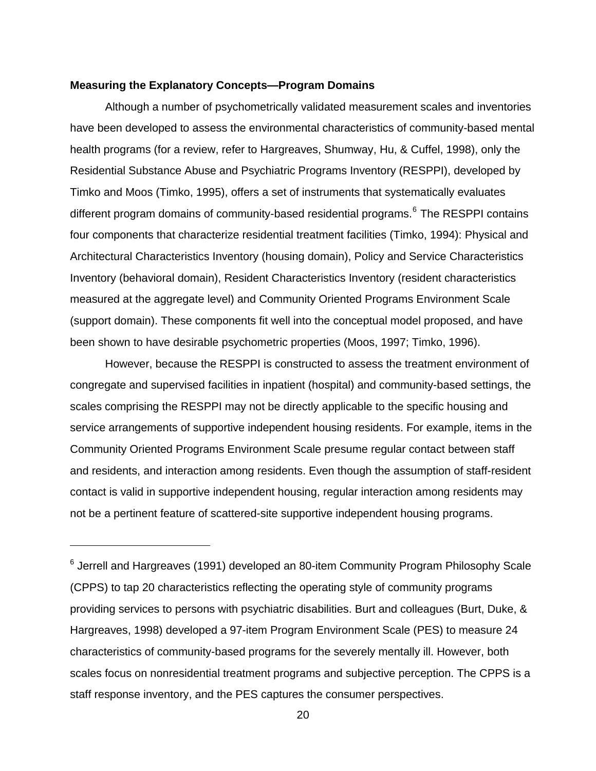**Measuring the Explanatory Concepts—Program Domains**

Although a number of psychometrically validated measurement scales and inventories have been developed to assess the environmental characteristics of community-based mental health programs (for a review, refer to Hargreaves, Shumway, Hu, & Cuffel, 1998), only the Residential Substance Abuse and Psychiatric Programs Inventory (RESPPI), developed by Timko and Moos (Timko, 1995), offers a set of instruments that systematically evaluates different program domains of community-based residential programs.[6] The RESPPI contains four components that characterize residential treatment facilities (Timko, 1994): Physical and Architectural Characteristics Inventory (housing domain), Policy and Service Characteristics Inventory (behavioral domain), Resident Characteristics Inventory (resident characteristics measured at the aggregate level) and Community Oriented Programs Environment Scale (support domain). These components fit well into the conceptual model proposed, and have been shown to have desirable psychometric properties (Moos, 1997; Timko, 1996).

However, because the RESPPI is constructed to assess the treatment environment of congregate and supervised facilities in inpatient (hospital) and community-based settings, the scales comprising the RESPPI may not be directly applicable to the specific housing and service arrangements of supportive independent housing residents. For example, items in the Community Oriented Programs Environment Scale presume regular contact between staff and residents, and interaction among residents. Even though the assumption of staff-resident contact is valid in supportive independent housing, regular interaction among residents may not be a pertinent feature of scattered-site supportive independent housing programs.

---

[6] Jerrell and Hargreaves (1991) developed an 80-item Community Program Philosophy Scale (CPPS) to tap 20 characteristics reflecting the operating style of community programs providing services to persons with psychiatric disabilities. Burt and colleagues (Burt, Duke, & Hargreaves, 1998) developed a 97-item Program Environment Scale (PES) to measure 24 characteristics of community-based programs for the severely mentally ill. However, both scales focus on nonresidential treatment programs and subjective perception. The CPPS is a staff response inventory, and the PES captures the consumer perspectives.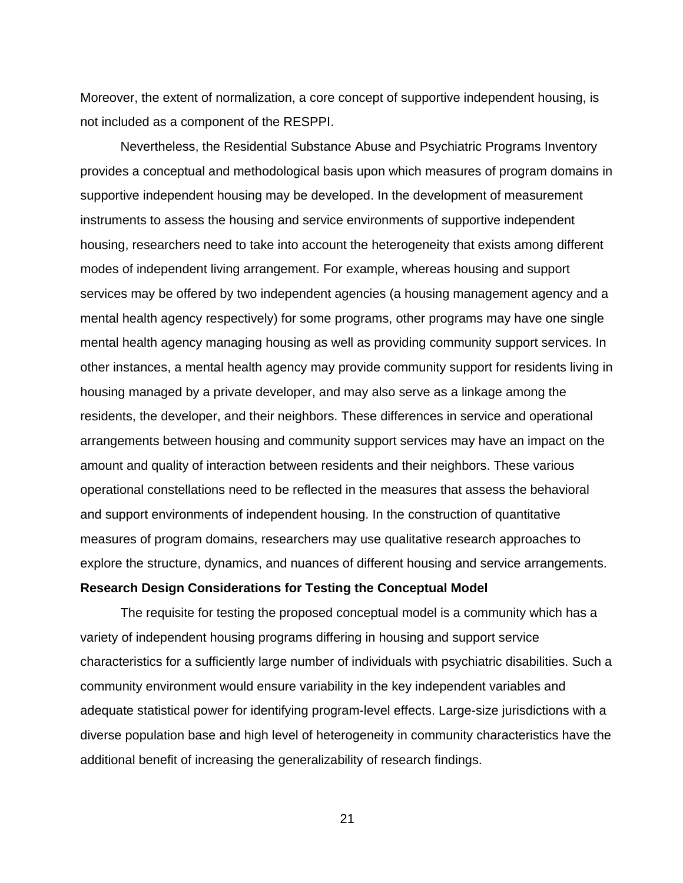Moreover, the extent of normalization, a core concept of supportive independent housing, is not included as a component of the RESPPI.

Nevertheless, the Residential Substance Abuse and Psychiatric Programs Inventory provides a conceptual and methodological basis upon which measures of program domains in supportive independent housing may be developed. In the development of measurement instruments to assess the housing and service environments of supportive independent housing, researchers need to take into account the heterogeneity that exists among different modes of independent living arrangement. For example, whereas housing and support services may be offered by two independent agencies (a housing management agency and a mental health agency respectively) for some programs, other programs may have one single mental health agency managing housing as well as providing community support services. In other instances, a mental health agency may provide community support for residents living in housing managed by a private developer, and may also serve as a linkage among the residents, the developer, and their neighbors. These differences in service and operational arrangements between housing and community support services may have an impact on the amount and quality of interaction between residents and their neighbors. These various operational constellations need to be reflected in the measures that assess the behavioral and support environments of independent housing. In the construction of quantitative measures of program domains, researchers may use qualitative research approaches to explore the structure, dynamics, and nuances of different housing and service arrangements.

**Research Design Considerations for Testing the Conceptual Model**

The requisite for testing the proposed conceptual model is a community which has a variety of independent housing programs differing in housing and support service characteristics for a sufficiently large number of individuals with psychiatric disabilities. Such a community environment would ensure variability in the key independent variables and adequate statistical power for identifying program-level effects. Large-size jurisdictions with a diverse population base and high level of heterogeneity in community characteristics have the additional benefit of increasing the generalizability of research findings.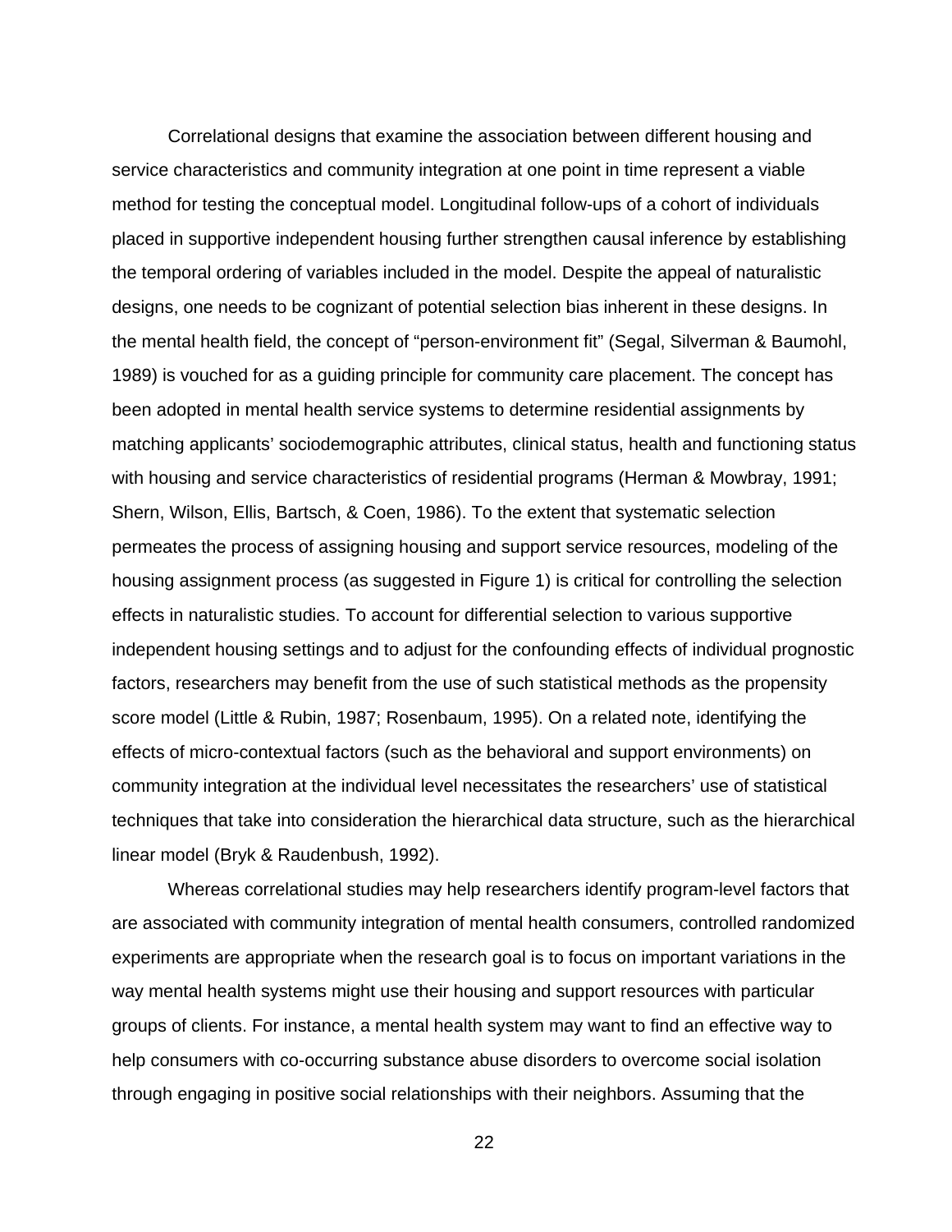Correlational designs that examine the association between different housing and service characteristics and community integration at one point in time represent a viable method for testing the conceptual model. Longitudinal follow-ups of a cohort of individuals placed in supportive independent housing further strengthen causal inference by establishing the temporal ordering of variables included in the model. Despite the appeal of naturalistic designs, one needs to be cognizant of potential selection bias inherent in these designs. In the mental health field, the concept of "person-environment fit" (Segal, Silverman & Baumohl, 1989) is vouched for as a guiding principle for community care placement. The concept has been adopted in mental health service systems to determine residential assignments by matching applicants' sociodemographic attributes, clinical status, health and functioning status with housing and service characteristics of residential programs (Herman & Mowbray, 1991; Shern, Wilson, Ellis, Bartsch, & Coen, 1986). To the extent that systematic selection permeates the process of assigning housing and support service resources, modeling of the housing assignment process (as suggested in Figure 1) is critical for controlling the selection effects in naturalistic studies. To account for differential selection to various supportive independent housing settings and to adjust for the confounding effects of individual prognostic factors, researchers may benefit from the use of such statistical methods as the propensity score model (Little & Rubin, 1987; Rosenbaum, 1995). On a related note, identifying the effects of micro-contextual factors (such as the behavioral and support environments) on community integration at the individual level necessitates the researchers' use of statistical techniques that take into consideration the hierarchical data structure, such as the hierarchical linear model (Bryk & Raudenbush, 1992).

Whereas correlational studies may help researchers identify program-level factors that are associated with community integration of mental health consumers, controlled randomized experiments are appropriate when the research goal is to focus on important variations in the way mental health systems might use their housing and support resources with particular groups of clients. For instance, a mental health system may want to find an effective way to help consumers with co-occurring substance abuse disorders to overcome social isolation through engaging in positive social relationships with their neighbors. Assuming that the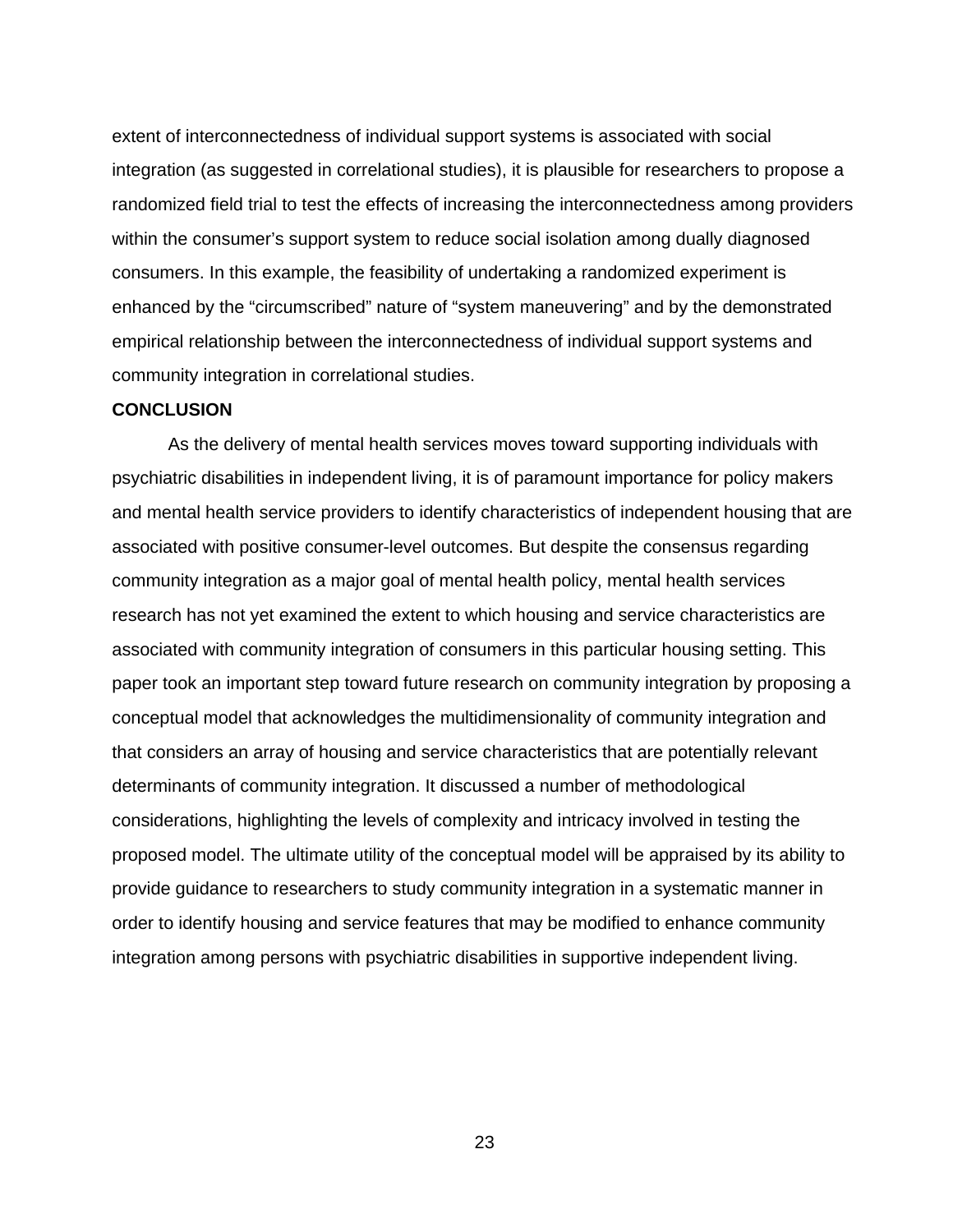extent of interconnectedness of individual support systems is associated with social integration (as suggested in correlational studies), it is plausible for researchers to propose a randomized field trial to test the effects of increasing the interconnectedness among providers within the consumer's support system to reduce social isolation among dually diagnosed consumers. In this example, the feasibility of undertaking a randomized experiment is enhanced by the "circumscribed" nature of "system maneuvering" and by the demonstrated empirical relationship between the interconnectedness of individual support systems and community integration in correlational studies.

## CONCLUSION

As the delivery of mental health services moves toward supporting individuals with psychiatric disabilities in independent living, it is of paramount importance for policy makers and mental health service providers to identify characteristics of independent housing that are associated with positive consumer-level outcomes. But despite the consensus regarding community integration as a major goal of mental health policy, mental health services research has not yet examined the extent to which housing and service characteristics are associated with community integration of consumers in this particular housing setting. This paper took an important step toward future research on community integration by proposing a conceptual model that acknowledges the multidimensionality of community integration and that considers an array of housing and service characteristics that are potentially relevant determinants of community integration. It discussed a number of methodological considerations, highlighting the levels of complexity and intricacy involved in testing the proposed model. The ultimate utility of the conceptual model will be appraised by its ability to provide guidance to researchers to study community integration in a systematic manner in order to identify housing and service features that may be modified to enhance community integration among persons with psychiatric disabilities in supportive independent living.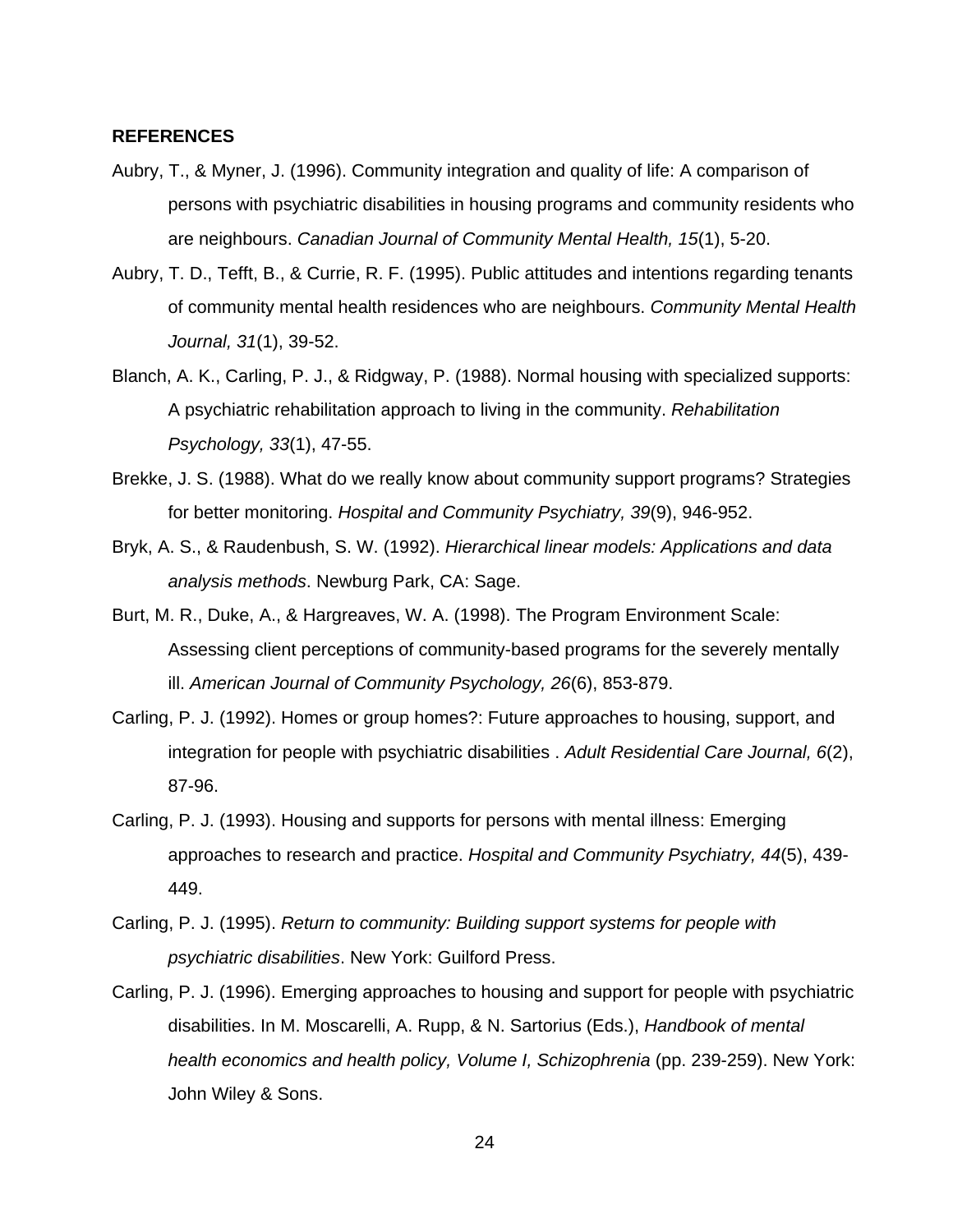**REFERENCES**

Aubry, T., & Myner, J. (1996). Community integration and quality of life: A comparison of persons with psychiatric disabilities in housing programs and community residents who are neighbours. *Canadian Journal of Community Mental Health, 15*(1), 5-20.

Aubry, T. D., Tefft, B., & Currie, R. F. (1995). Public attitudes and intentions regarding tenants of community mental health residences who are neighbours. *Community Mental Health Journal, 31*(1), 39-52.

Blanch, A. K., Carling, P. J., & Ridgway, P. (1988). Normal housing with specialized supports: A psychiatric rehabilitation approach to living in the community. *Rehabilitation Psychology, 33*(1), 47-55.

Brekke, J. S. (1988). What do we really know about community support programs? Strategies for better monitoring. *Hospital and Community Psychiatry, 39*(9), 946-952.

Bryk, A. S., & Raudenbush, S. W. (1992). *Hierarchical linear models: Applications and data analysis methods*. Newburg Park, CA: Sage.

Burt, M. R., Duke, A., & Hargreaves, W. A. (1998). The Program Environment Scale: Assessing client perceptions of community-based programs for the severely mentally ill. *American Journal of Community Psychology, 26*(6), 853-879.

Carling, P. J. (1992). Homes or group homes?: Future approaches to housing, support, and integration for people with psychiatric disabilities . *Adult Residential Care Journal, 6*(2), 87-96.

Carling, P. J. (1993). Housing and supports for persons with mental illness: Emerging approaches to research and practice. *Hospital and Community Psychiatry, 44*(5), 439-449.

Carling, P. J. (1995). *Return to community: Building support systems for people with psychiatric disabilities*. New York: Guilford Press.

Carling, P. J. (1996). Emerging approaches to housing and support for people with psychiatric disabilities. In M. Moscarelli, A. Rupp, & N. Sartorius (Eds.), *Handbook of mental health economics and health policy, Volume I, Schizophrenia* (pp. 239-259). New York: John Wiley & Sons.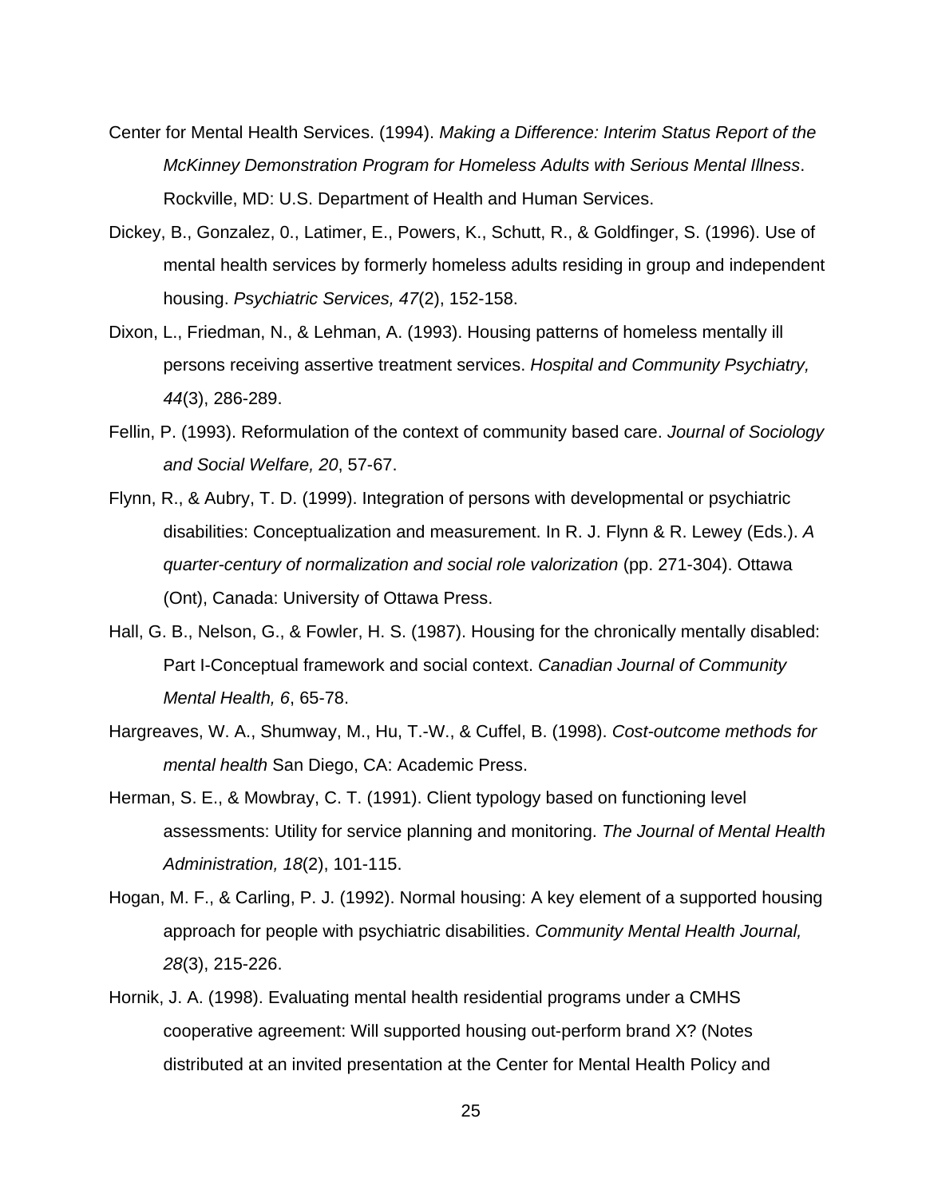Center for Mental Health Services. (1994). *Making a Difference: Interim Status Report of the McKinney Demonstration Program for Homeless Adults with Serious Mental Illness*. Rockville, MD: U.S. Department of Health and Human Services.

Dickey, B., Gonzalez, 0., Latimer, E., Powers, K., Schutt, R., & Goldfinger, S. (1996). Use of mental health services by formerly homeless adults residing in group and independent housing. *Psychiatric Services, 47*(2), 152-158.

Dixon, L., Friedman, N., & Lehman, A. (1993). Housing patterns of homeless mentally ill persons receiving assertive treatment services. *Hospital and Community Psychiatry, 44*(3), 286-289.

Fellin, P. (1993). Reformulation of the context of community based care. *Journal of Sociology and Social Welfare, 20*, 57-67.

Flynn, R., & Aubry, T. D. (1999). Integration of persons with developmental or psychiatric disabilities: Conceptualization and measurement. In R. J. Flynn & R. Lewey (Eds.). *A quarter-century of normalization and social role valorization* (pp. 271-304). Ottawa (Ont), Canada: University of Ottawa Press.

Hall, G. B., Nelson, G., & Fowler, H. S. (1987). Housing for the chronically mentally disabled: Part I-Conceptual framework and social context. *Canadian Journal of Community Mental Health, 6*, 65-78.

Hargreaves, W. A., Shumway, M., Hu, T.-W., & Cuffel, B. (1998). *Cost-outcome methods for mental health* San Diego, CA: Academic Press.

Herman, S. E., & Mowbray, C. T. (1991). Client typology based on functioning level assessments: Utility for service planning and monitoring. *The Journal of Mental Health Administration, 18*(2), 101-115.

Hogan, M. F., & Carling, P. J. (1992). Normal housing: A key element of a supported housing approach for people with psychiatric disabilities. *Community Mental Health Journal, 28*(3), 215-226.

Hornik, J. A. (1998). Evaluating mental health residential programs under a CMHS cooperative agreement: Will supported housing out-perform brand X? (Notes distributed at an invited presentation at the Center for Mental Health Policy and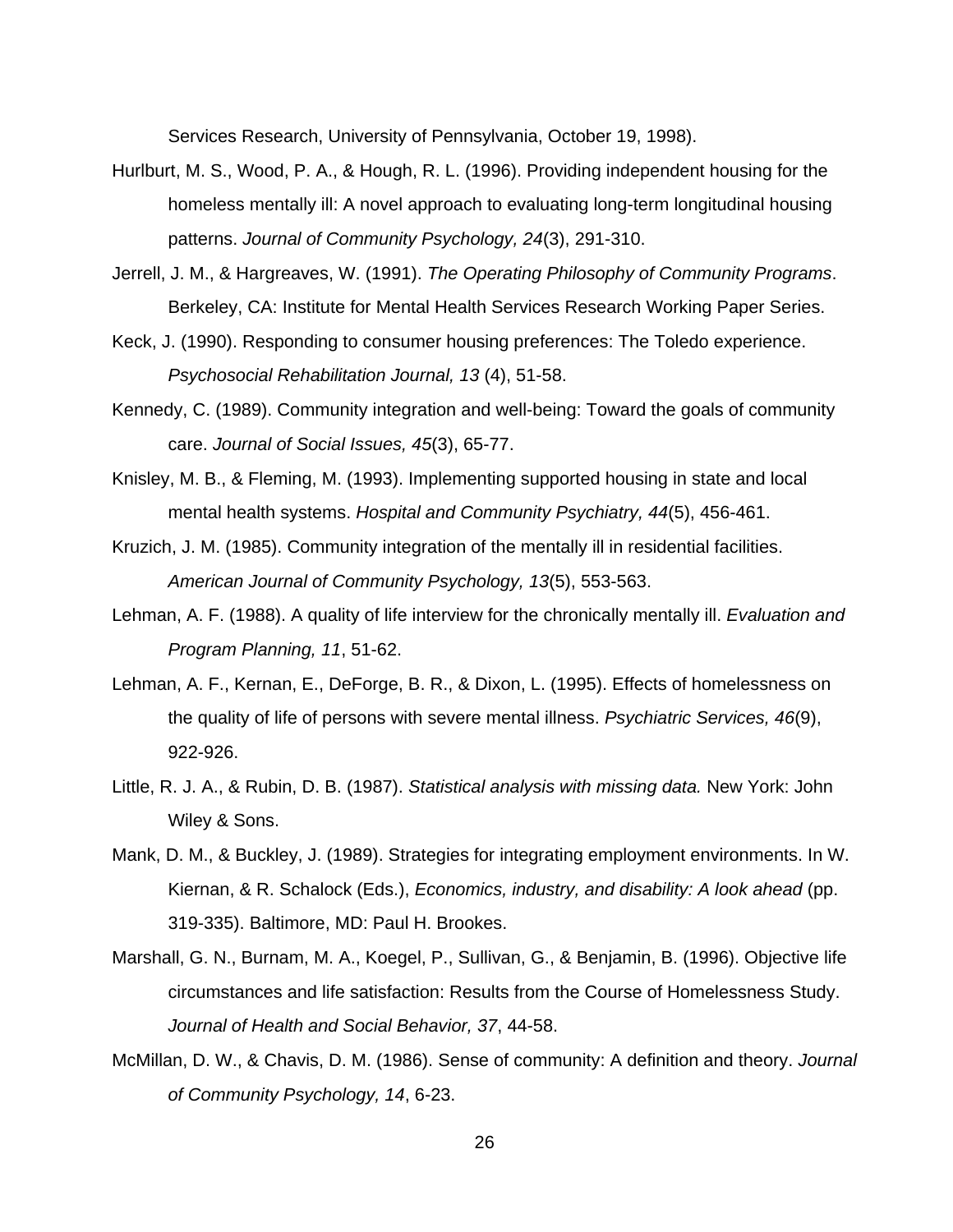Services Research, University of Pennsylvania, October 19, 1998).

Hurlburt, M. S., Wood, P. A., & Hough, R. L. (1996). Providing independent housing for the homeless mentally ill: A novel approach to evaluating long-term longitudinal housing patterns. *Journal of Community Psychology, 24*(3), 291-310.

Jerrell, J. M., & Hargreaves, W. (1991). *The Operating Philosophy of Community Programs*. Berkeley, CA: Institute for Mental Health Services Research Working Paper Series.

Keck, J. (1990). Responding to consumer housing preferences: The Toledo experience. *Psychosocial Rehabilitation Journal, 13* (4), 51-58.

Kennedy, C. (1989). Community integration and well-being: Toward the goals of community care. *Journal of Social Issues, 45*(3), 65-77.

Knisley, M. B., & Fleming, M. (1993). Implementing supported housing in state and local mental health systems. *Hospital and Community Psychiatry, 44*(5), 456-461.

Kruzich, J. M. (1985). Community integration of the mentally ill in residential facilities. *American Journal of Community Psychology, 13*(5), 553-563.

Lehman, A. F. (1988). A quality of life interview for the chronically mentally ill. *Evaluation and Program Planning, 11*, 51-62.

Lehman, A. F., Kernan, E., DeForge, B. R., & Dixon, L. (1995). Effects of homelessness on the quality of life of persons with severe mental illness. *Psychiatric Services, 46*(9), 922-926.

Little, R. J. A., & Rubin, D. B. (1987). *Statistical analysis with missing data.* New York: John Wiley & Sons.

Mank, D. M., & Buckley, J. (1989). Strategies for integrating employment environments. In W. Kiernan, & R. Schalock (Eds.), *Economics, industry, and disability: A look ahead* (pp. 319-335). Baltimore, MD: Paul H. Brookes.

Marshall, G. N., Burnam, M. A., Koegel, P., Sullivan, G., & Benjamin, B. (1996). Objective life circumstances and life satisfaction: Results from the Course of Homelessness Study. *Journal of Health and Social Behavior, 37*, 44-58.

McMillan, D. W., & Chavis, D. M. (1986). Sense of community: A definition and theory. *Journal of Community Psychology, 14*, 6-23.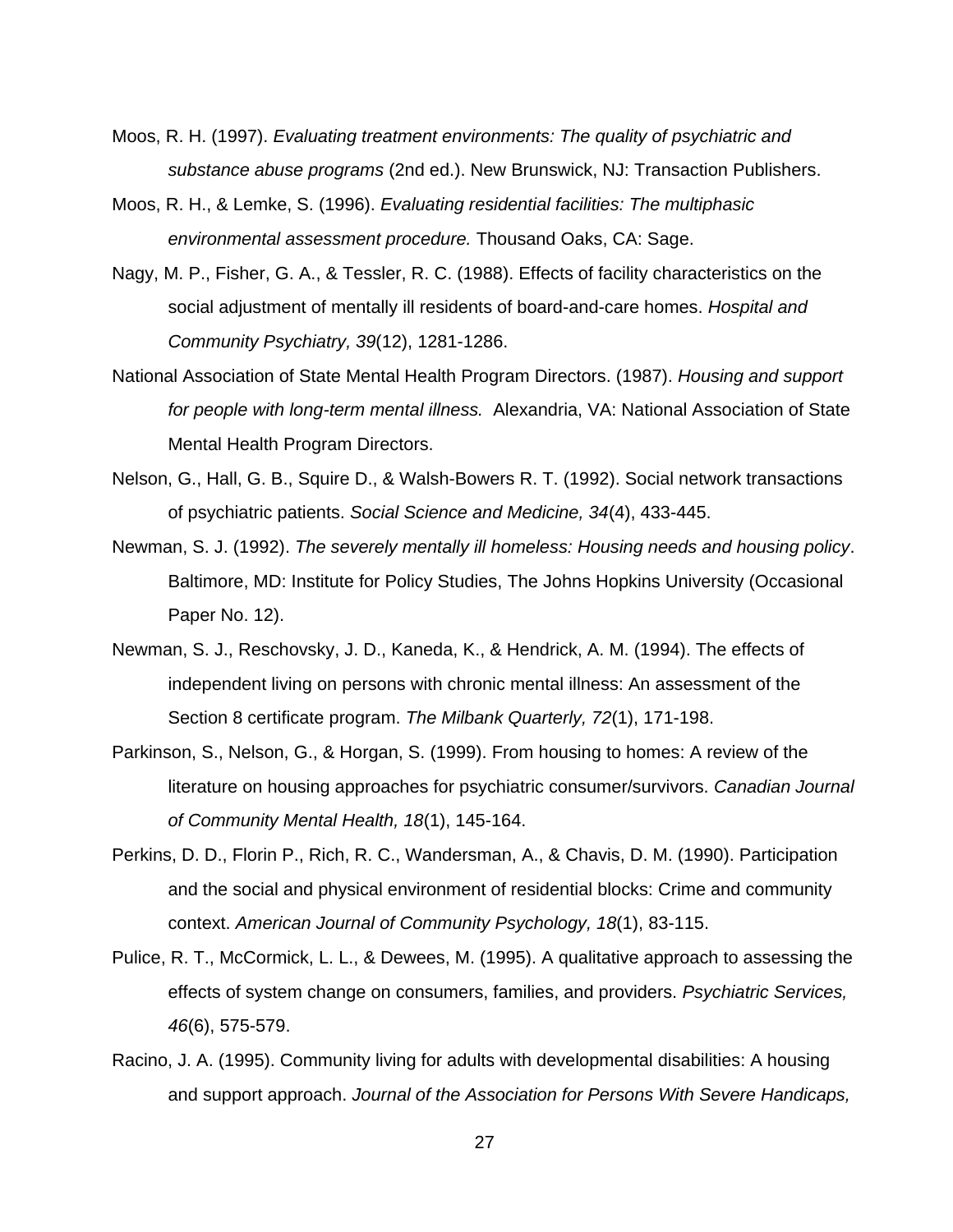Moos, R. H. (1997). *Evaluating treatment environments: The quality of psychiatric and substance abuse programs* (2nd ed.). New Brunswick, NJ: Transaction Publishers.

Moos, R. H., & Lemke, S. (1996). *Evaluating residential facilities: The multiphasic environmental assessment procedure.* Thousand Oaks, CA: Sage.

Nagy, M. P., Fisher, G. A., & Tessler, R. C. (1988). Effects of facility characteristics on the social adjustment of mentally ill residents of board-and-care homes. *Hospital and Community Psychiatry, 39*(12), 1281-1286.

National Association of State Mental Health Program Directors. (1987). *Housing and support for people with long-term mental illness.* Alexandria, VA: National Association of State Mental Health Program Directors.

Nelson, G., Hall, G. B., Squire D., & Walsh-Bowers R. T. (1992). Social network transactions of psychiatric patients. *Social Science and Medicine, 34*(4), 433-445.

Newman, S. J. (1992). *The severely mentally ill homeless: Housing needs and housing policy*. Baltimore, MD: Institute for Policy Studies, The Johns Hopkins University (Occasional Paper No. 12).

Newman, S. J., Reschovsky, J. D., Kaneda, K., & Hendrick, A. M. (1994). The effects of independent living on persons with chronic mental illness: An assessment of the Section 8 certificate program. *The Milbank Quarterly, 72*(1), 171-198.

Parkinson, S., Nelson, G., & Horgan, S. (1999). From housing to homes: A review of the literature on housing approaches for psychiatric consumer/survivors. *Canadian Journal of Community Mental Health, 18*(1), 145-164.

Perkins, D. D., Florin P., Rich, R. C., Wandersman, A., & Chavis, D. M. (1990). Participation and the social and physical environment of residential blocks: Crime and community context. *American Journal of Community Psychology, 18*(1), 83-115.

Pulice, R. T., McCormick, L. L., & Dewees, M. (1995). A qualitative approach to assessing the effects of system change on consumers, families, and providers. *Psychiatric Services, 46*(6), 575-579.

Racino, J. A. (1995). Community living for adults with developmental disabilities: A housing and support approach. *Journal of the Association for Persons With Severe Handicaps,*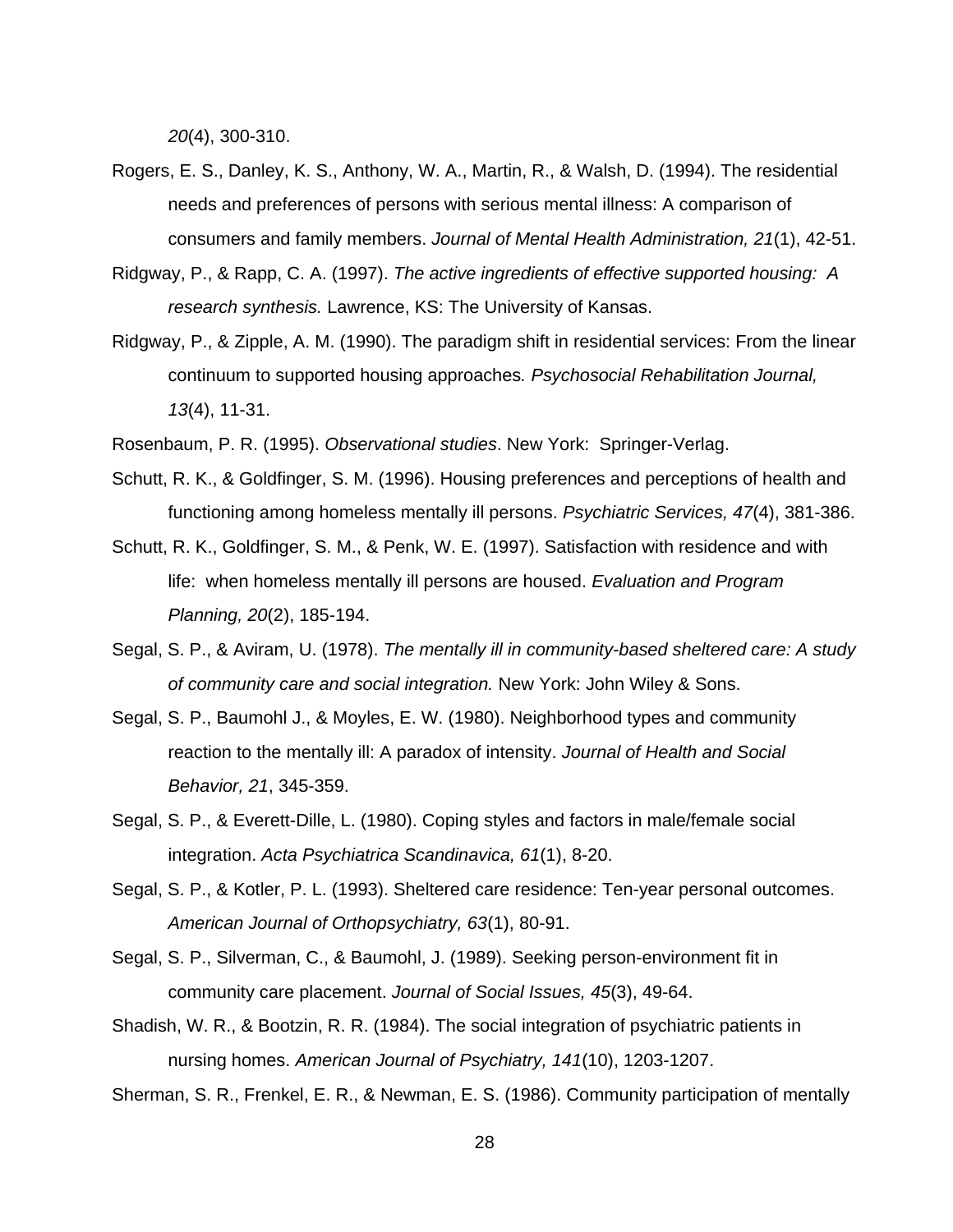*20*(4), 300-310.

Rogers, E. S., Danley, K. S., Anthony, W. A., Martin, R., & Walsh, D. (1994). The residential needs and preferences of persons with serious mental illness: A comparison of consumers and family members. *Journal of Mental Health Administration, 21*(1), 42-51.

Ridgway, P., & Rapp, C. A. (1997). *The active ingredients of effective supported housing: A research synthesis.* Lawrence, KS: The University of Kansas.

Ridgway, P., & Zipple, A. M. (1990). The paradigm shift in residential services: From the linear continuum to supported housing approaches*. Psychosocial Rehabilitation Journal, 13*(4), 11-31.

Rosenbaum, P. R. (1995). *Observational studies*. New York: Springer-Verlag.

Schutt, R. K., & Goldfinger, S. M. (1996). Housing preferences and perceptions of health and functioning among homeless mentally ill persons. *Psychiatric Services, 47*(4), 381-386.

Schutt, R. K., Goldfinger, S. M., & Penk, W. E. (1997). Satisfaction with residence and with life: when homeless mentally ill persons are housed. *Evaluation and Program Planning, 20*(2), 185-194.

Segal, S. P., & Aviram, U. (1978). *The mentally ill in community-based sheltered care: A study of community care and social integration.* New York: John Wiley & Sons.

Segal, S. P., Baumohl J., & Moyles, E. W. (1980). Neighborhood types and community reaction to the mentally ill: A paradox of intensity. *Journal of Health and Social Behavior, 21*, 345-359.

Segal, S. P., & Everett-Dille, L. (1980). Coping styles and factors in male/female social integration. *Acta Psychiatrica Scandinavica, 61*(1), 8-20.

Segal, S. P., & Kotler, P. L. (1993). Sheltered care residence: Ten-year personal outcomes. *American Journal of Orthopsychiatry, 63*(1), 80-91.

Segal, S. P., Silverman, C., & Baumohl, J. (1989). Seeking person-environment fit in community care placement. *Journal of Social Issues, 45*(3), 49-64.

Shadish, W. R., & Bootzin, R. R. (1984). The social integration of psychiatric patients in nursing homes. *American Journal of Psychiatry, 141*(10), 1203-1207.

Sherman, S. R., Frenkel, E. R., & Newman, E. S. (1986). Community participation of mentally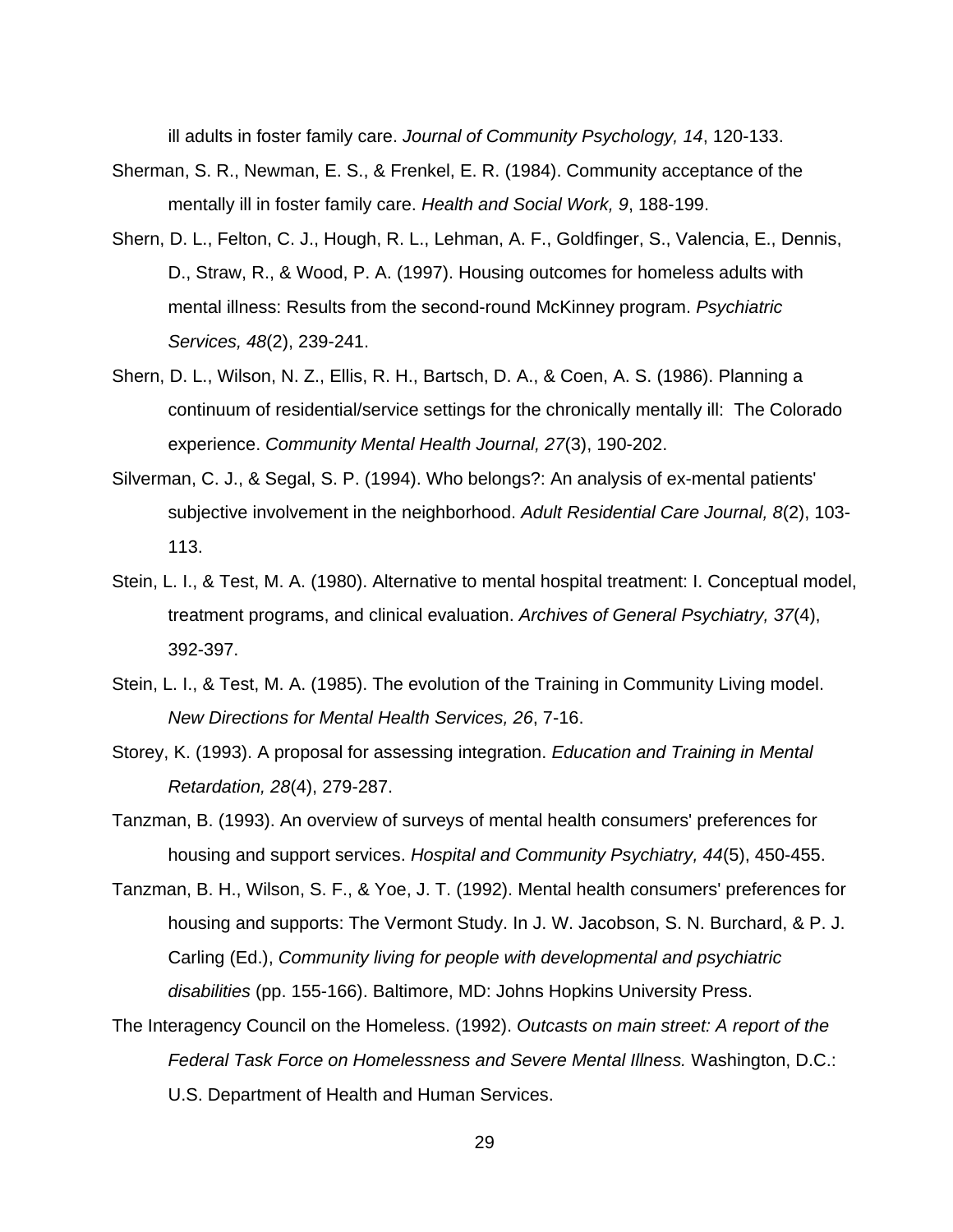ill adults in foster family care. *Journal of Community Psychology, 14*, 120-133.

Sherman, S. R., Newman, E. S., & Frenkel, E. R. (1984). Community acceptance of the mentally ill in foster family care. *Health and Social Work, 9*, 188-199.

Shern, D. L., Felton, C. J., Hough, R. L., Lehman, A. F., Goldfinger, S., Valencia, E., Dennis, D., Straw, R., & Wood, P. A. (1997). Housing outcomes for homeless adults with mental illness: Results from the second-round McKinney program. *Psychiatric Services, 48*(2), 239-241.

Shern, D. L., Wilson, N. Z., Ellis, R. H., Bartsch, D. A., & Coen, A. S. (1986). Planning a continuum of residential/service settings for the chronically mentally ill: The Colorado experience. *Community Mental Health Journal, 27*(3), 190-202.

Silverman, C. J., & Segal, S. P. (1994). Who belongs?: An analysis of ex-mental patients' subjective involvement in the neighborhood. *Adult Residential Care Journal, 8*(2), 103-113.

Stein, L. I., & Test, M. A. (1980). Alternative to mental hospital treatment: I. Conceptual model, treatment programs, and clinical evaluation. *Archives of General Psychiatry, 37*(4), 392-397.

Stein, L. I., & Test, M. A. (1985). The evolution of the Training in Community Living model. *New Directions for Mental Health Services, 26*, 7-16.

Storey, K. (1993). A proposal for assessing integration. *Education and Training in Mental Retardation, 28*(4), 279-287.

Tanzman, B. (1993). An overview of surveys of mental health consumers' preferences for housing and support services. *Hospital and Community Psychiatry, 44*(5), 450-455.

Tanzman, B. H., Wilson, S. F., & Yoe, J. T. (1992). Mental health consumers' preferences for housing and supports: The Vermont Study. In J. W. Jacobson, S. N. Burchard, & P. J. Carling (Ed.), *Community living for people with developmental and psychiatric disabilities* (pp. 155-166). Baltimore, MD: Johns Hopkins University Press.

The Interagency Council on the Homeless. (1992). *Outcasts on main street: A report of the Federal Task Force on Homelessness and Severe Mental Illness.* Washington, D.C.: U.S. Department of Health and Human Services.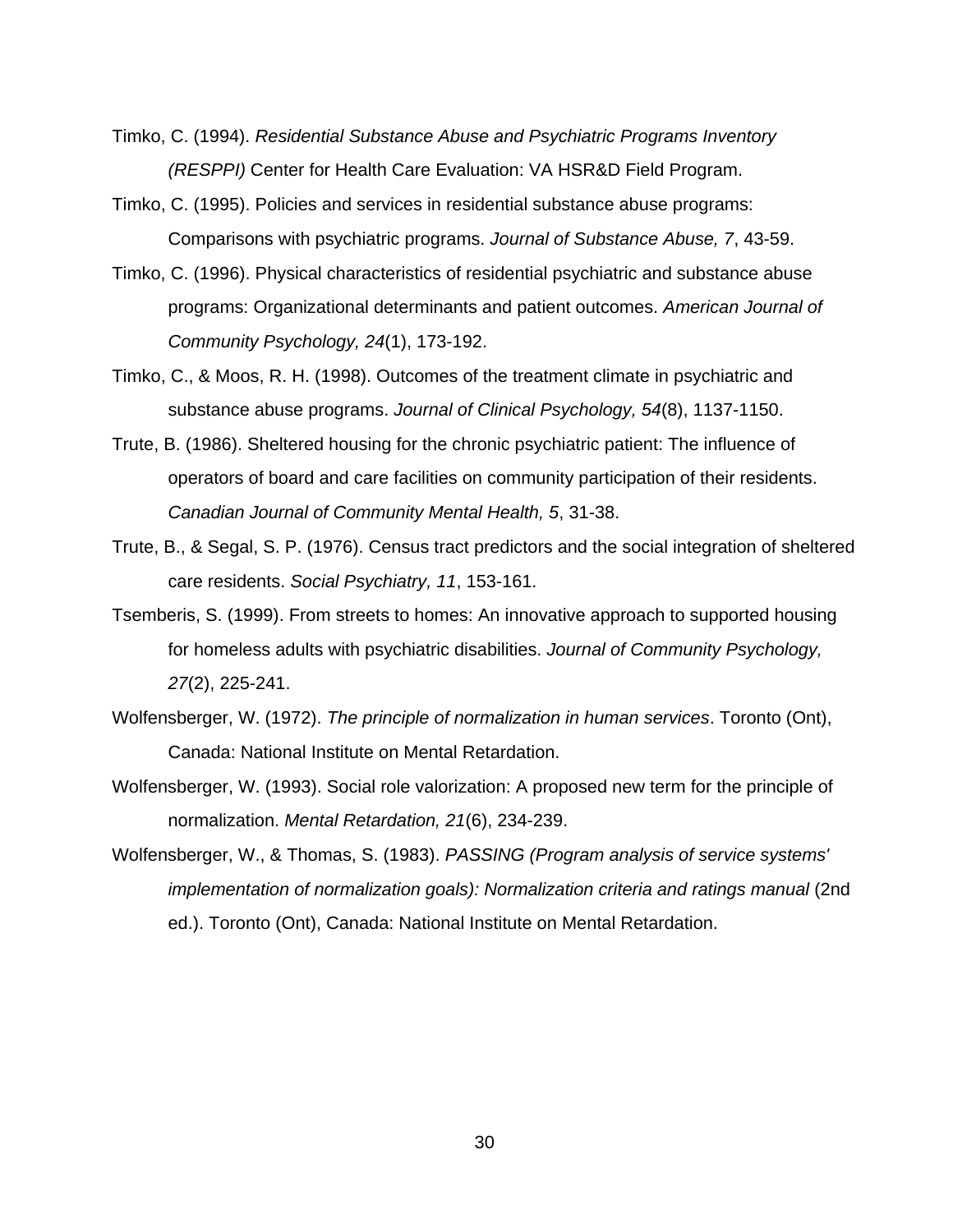Timko, C. (1994). *Residential Substance Abuse and Psychiatric Programs Inventory (RESPPI)* Center for Health Care Evaluation: VA HSR&D Field Program.

Timko, C. (1995). Policies and services in residential substance abuse programs: Comparisons with psychiatric programs. *Journal of Substance Abuse, 7*, 43-59.

Timko, C. (1996). Physical characteristics of residential psychiatric and substance abuse programs: Organizational determinants and patient outcomes. *American Journal of Community Psychology, 24*(1), 173-192.

Timko, C., & Moos, R. H. (1998). Outcomes of the treatment climate in psychiatric and substance abuse programs. *Journal of Clinical Psychology, 54*(8), 1137-1150.

Trute, B. (1986). Sheltered housing for the chronic psychiatric patient: The influence of operators of board and care facilities on community participation of their residents. *Canadian Journal of Community Mental Health, 5*, 31-38.

Trute, B., & Segal, S. P. (1976). Census tract predictors and the social integration of sheltered care residents. *Social Psychiatry, 11*, 153-161.

Tsemberis, S. (1999). From streets to homes: An innovative approach to supported housing for homeless adults with psychiatric disabilities. *Journal of Community Psychology, 27*(2), 225-241.

Wolfensberger, W. (1972). *The principle of normalization in human services*. Toronto (Ont), Canada: National Institute on Mental Retardation.

Wolfensberger, W. (1993). Social role valorization: A proposed new term for the principle of normalization. *Mental Retardation, 21*(6), 234-239.

Wolfensberger, W., & Thomas, S. (1983). *PASSING (Program analysis of service systems' implementation of normalization goals): Normalization criteria and ratings manual* (2nd ed.). Toronto (Ont), Canada: National Institute on Mental Retardation.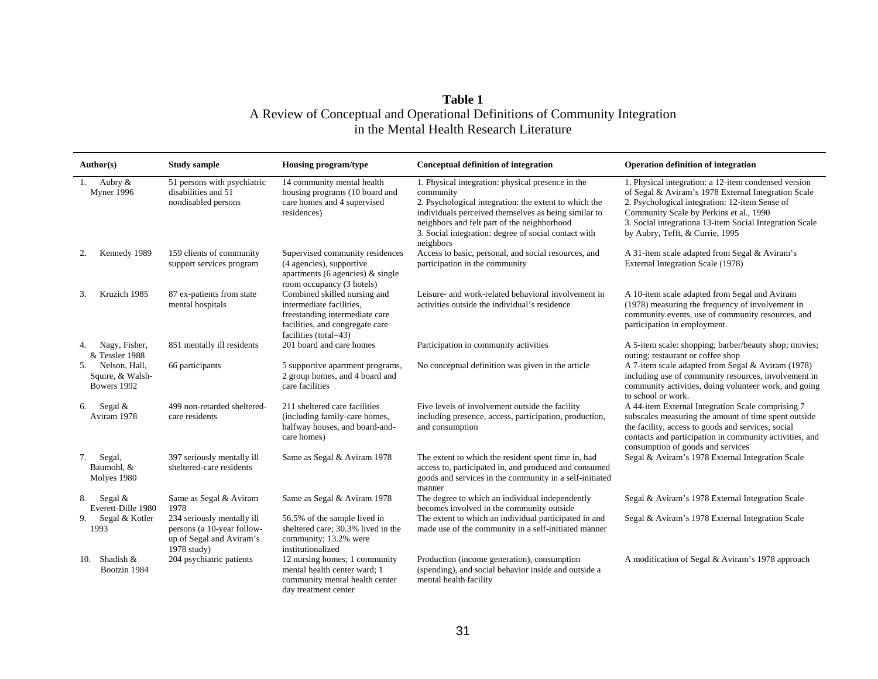**Table 1**
A Review of Conceptual and Operational Definitions of Community Integration in the Mental Health Research Literature

| Author(s) | Study sample | Housing program/type | Conceptual definition of integration | Operation definition of integration |
|---|---|---|---|---|
| 1. Aubry & Myner 1996 | 51 persons with psychiatric disabilities and 51 nondisabled persons | 14 community mental health housing programs (10 board and care homes and 4 supervised residences) | 1. Physical integration: physical presence in the community<br>2. Psychological integration: the extent to which the individuals perceived themselves as being similar to neighbors and felt part of the neighborhood<br>3. Social integration: degree of social contact with neighbors | 1. Physical integration: a 12-item condensed version of Segal & Aviram's 1978 External Integration Scale<br>2. Psychological integration: 12-item Sense of Community Scale by Perkins et al., 1990<br>3. Social integrationa 13-item Social Integration Scale by Aubry, Tefft, & Currie, 1995 |
| 2. Kennedy 1989 | 159 clients of community support services program | Supervised community residences (4 agencies), supportive apartments (6 agencies) & single room occupancy (3 hotels) | Access to basic, personal, and social resources, and participation in the community | A 31-item scale adapted from Segal & Aviram's External Integration Scale (1978) |
| 3. Kruzich 1985 | 87 ex-patients from state mental hospitals | Combined skilled nursing and intermediate facilities, freestanding intermediate care facilities, and congregate care facilities (total=43) | Leisure- and work-related behavioral involvement in activities outside the individual's residence | A 10-item scale adapted from Segal and Aviram (1978) measuring the frequency of involvement in community events, use of community resources, and participation in employment. |
| 4. Nagy, Fisher, & Tessler 1988 | 851 mentally ill residents | 201 board and care homes | Participation in community activities | A 5-item scale: shopping; barber/beauty shop; movies; outing; restaurant or coffee shop |
| 5. Nelson, Hall, Squire, & Walsh-Bowers 1992 | 66 participants | 5 supportive apartment programs, 2 group homes, and 4 board and care facilities | No conceptual definition was given in the article | A 7-item scale adapted from Segal & Aviram (1978) including use of community resources, involvement in community activities, doing volunteer work, and going to school or work. |
| 6. Segal & Aviram 1978 | 499 non-retarded sheltered-care residents | 211 sheltered care facilities (including family-care homes, halfway houses, and board-and-care homes) | Five levels of involvement outside the facility including presence, access, participation, production, and consumption | A 44-item External Integration Scale comprising 7 subscales measuring the amount of time spent outside the facility, access to goods and services, social contacts and participation in community activities, and consumption of goods and services |
| 7. Segal, Baumohl, & Molyes 1980 | 397 seriously mentally ill sheltered-care residents | Same as Segal & Aviram 1978 | The extent to which the resident spent time in, had access to, participated in, and produced and consumed goods and services in the community in a self-initiated manner | Segal & Aviram's 1978 External Integration Scale |
| 8. Segal & Everett-Dille 1980 | Same as Segal & Aviram 1978 | Same as Segal & Aviram 1978 | The degree to which an individual independently becomes involved in the community outside | Segal & Aviram's 1978 External Integration Scale |
| 9. Segal & Kotler 1993 | 234 seriously mentally ill persons (a 10-year follow-up of Segal and Aviram's 1978 study) | 56.5% of the sample lived in sheltered care; 30.3% lived in the community; 13.2% were institutionalized | The extent to which an individual participated in and made use of the community in a self-initiated manner | Segal & Aviram's 1978 External Integration Scale |
| 10. Shadish & Bootzin 1984 | 204 psychiatric patients | 12 nursing homes; 1 community mental health center ward; 1 community mental health center day treatment center | Production (income generation), consumption (spending), and social behavior inside and outside a mental health facility | A modification of Segal & Aviram's 1978 approach |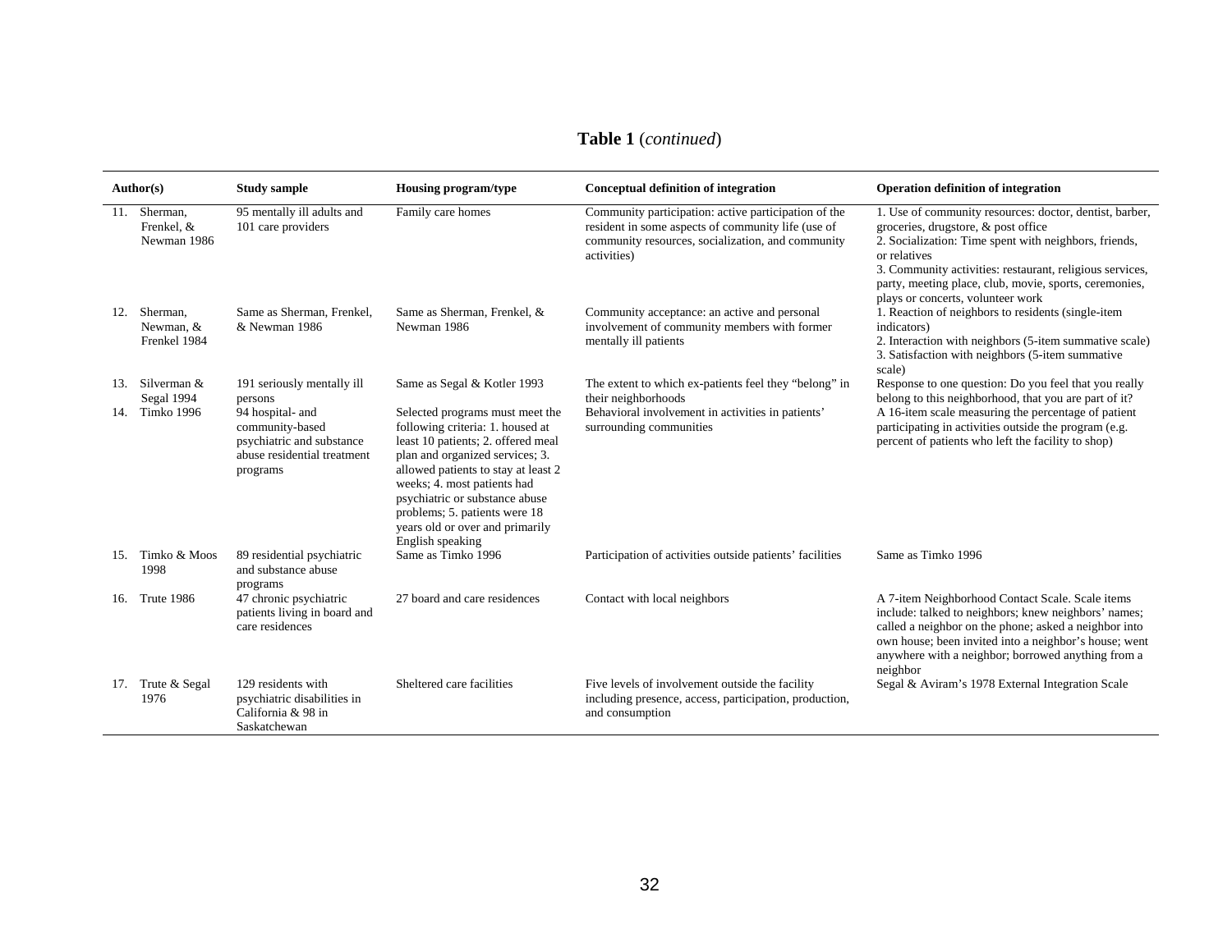**Table 1** (*continued*)

| Author(s) | Study sample | Housing program/type | Conceptual definition of integration | Operation definition of integration |
|---|---|---|---|---|
| 11. Sherman, Frenkel, & Newman 1986 | 95 mentally ill adults and 101 care providers | Family care homes | Community participation: active participation of the resident in some aspects of community life (use of community resources, socialization, and community activities) | 1. Use of community resources: doctor, dentist, barber, groceries, drugstore, & post office<br>2. Socialization: Time spent with neighbors, friends, or relatives<br>3. Community activities: restaurant, religious services, party, meeting place, club, movie, sports, ceremonies, plays or concerts, volunteer work |
| 12. Sherman, Newman, & Frenkel 1984 | Same as Sherman, Frenkel, & Newman 1986 | Same as Sherman, Frenkel, & Newman 1986 | Community acceptance: an active and personal involvement of community members with former mentally ill patients | 1. Reaction of neighbors to residents (single-item indicators)<br>2. Interaction with neighbors (5-item summative scale)<br>3. Satisfaction with neighbors (5-item summative scale) |
| 13. Silverman & Segal 1994 | 191 seriously mentally ill persons | Same as Segal & Kotler 1993 | The extent to which ex-patients feel they "belong" in their neighborhoods | Response to one question: Do you feel that you really belong to this neighborhood, that you are part of it? |
| 14. Timko 1996 | 94 hospital- and community-based psychiatric and substance abuse residential treatment programs | Selected programs must meet the following criteria: 1. housed at least 10 patients; 2. offered meal plan and organized services; 3. allowed patients to stay at least 2 weeks; 4. most patients had psychiatric or substance abuse problems; 5. patients were 18 years old or over and primarily English speaking | Behavioral involvement in activities in patients' surrounding communities | A 16-item scale measuring the percentage of patient participating in activities outside the program (e.g. percent of patients who left the facility to shop) |
| 15. Timko & Moos 1998 | 89 residential psychiatric and substance abuse programs | Same as Timko 1996 | Participation of activities outside patients' facilities | Same as Timko 1996 |
| 16. Trute 1986 | 47 chronic psychiatric patients living in board and care residences | 27 board and care residences | Contact with local neighbors | A 7-item Neighborhood Contact Scale. Scale items include: talked to neighbors; knew neighbors' names; called a neighbor on the phone; asked a neighbor into own house; been invited into a neighbor's house; went anywhere with a neighbor; borrowed anything from a neighbor |
| 17. Trute & Segal 1976 | 129 residents with psychiatric disabilities in California & 98 in Saskatchewan | Sheltered care facilities | Five levels of involvement outside the facility including presence, access, participation, production, and consumption | Segal & Aviram's 1978 External Integration Scale |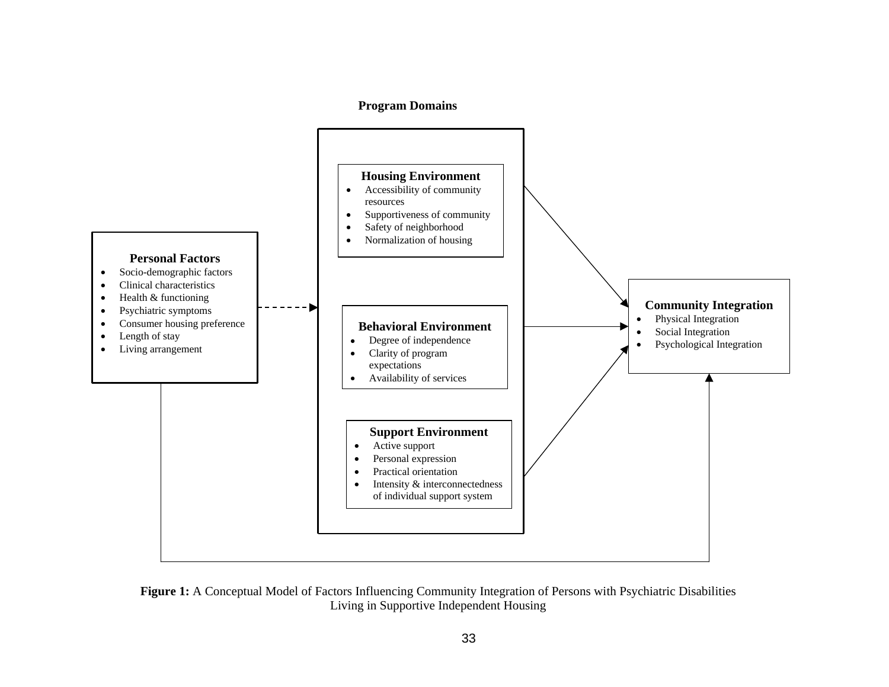Program Domains

**Housing Environment**
- Accessibility of community resources
- Supportiveness of community
- Safety of neighborhood
- Normalization of housing

**Personal Factors**
- Socio-demographic factors
- Clinical characteristics
- Health & functioning
- Psychiatric symptoms
- Consumer housing preference
- Length of stay
- Living arrangement

**Behavioral Environment**
- Degree of independence
- Clarity of program expectations
- Availability of services

**Community Integration**
- Physical Integration
- Social Integration
- Psychological Integration

**Support Environment**
- Active support
- Personal expression
- Practical orientation
- Intensity & interconnectedness of individual support system

**Figure 1:** A Conceptual Model of Factors Influencing Community Integration of Persons with Psychiatric Disabilities Living in Supportive Independent Housing